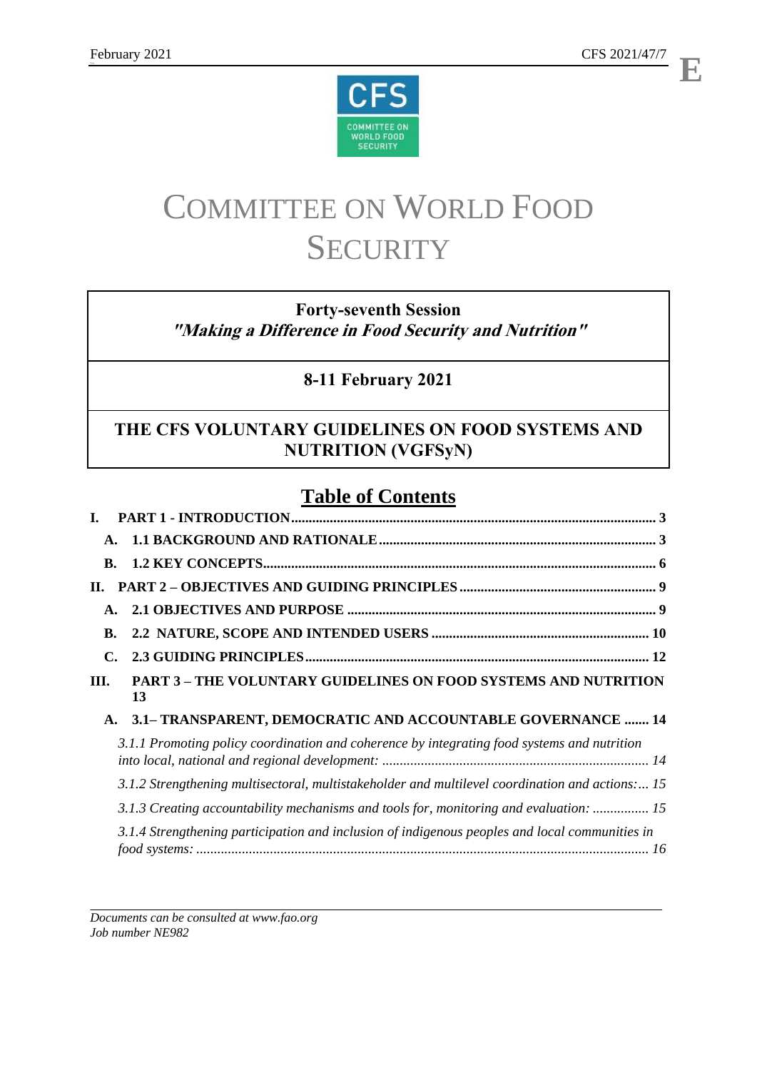February 2021 CFS 2021/47/7

E

# COMMITTEE ON WORLD FOOD SECURITY

**Forty-seventh Session**
***"Making a Difference in Food Security and Nutrition"***

**8-11 February 2021**

**THE CFS VOLUNTARY GUIDELINES ON FOOD SYSTEMS AND NUTRITION (VGFSyN)**

## Table of Contents

**I. PART 1 - INTRODUCTION ..... 3**

- **A. 1.1 BACKGROUND AND RATIONALE ..... 3**
- **B. 1.2 KEY CONCEPTS ..... 6**

**II. PART 2 – OBJECTIVES AND GUIDING PRINCIPLES ..... 9**

- **A. 2.1 OBJECTIVES AND PURPOSE ..... 9**
- **B. 2.2 NATURE, SCOPE AND INTENDED USERS ..... 10**
- **C. 2.3 GUIDING PRINCIPLES ..... 12**

**III. PART 3 – THE VOLUNTARY GUIDELINES ON FOOD SYSTEMS AND NUTRITION 13**

- **A. 3.1– TRANSPARENT, DEMOCRATIC AND ACCOUNTABLE GOVERNANCE ..... 14**
  - *3.1.1 Promoting policy coordination and coherence by integrating food systems and nutrition into local, national and regional development: ..... 14*
  - *3.1.2 Strengthening multisectoral, multistakeholder and multilevel coordination and actions: ... 15*
  - *3.1.3 Creating accountability mechanisms and tools for, monitoring and evaluation: ..... 15*
  - *3.1.4 Strengthening participation and inclusion of indigenous peoples and local communities in food systems: ..... 16*

*Documents can be consulted at www.fao.org*
*Job number NE982*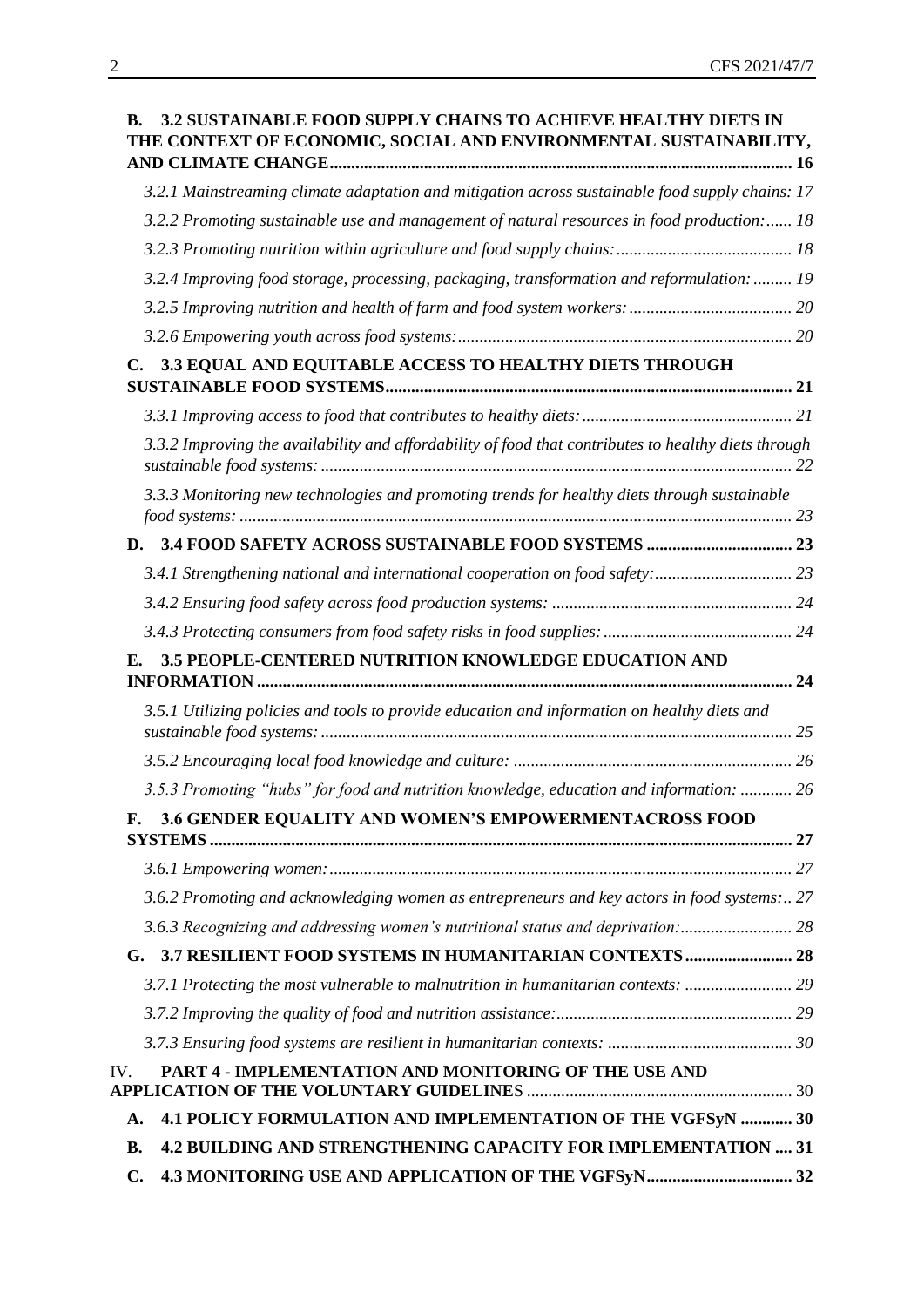**B. 3.2 SUSTAINABLE FOOD SUPPLY CHAINS TO ACHIEVE HEALTHY DIETS IN THE CONTEXT OF ECONOMIC, SOCIAL AND ENVIRONMENTAL SUSTAINABILITY, AND CLIMATE CHANGE ........ 16**

*3.2.1 Mainstreaming climate adaptation and mitigation across sustainable food supply chains:* 17

*3.2.2 Promoting sustainable use and management of natural resources in food production:* ...... 18

*3.2.3 Promoting nutrition within agriculture and food supply chains:* ........ 18

*3.2.4 Improving food storage, processing, packaging, transformation and reformulation:* ......... 19

*3.2.5 Improving nutrition and health of farm and food system workers:* ........ 20

*3.2.6 Empowering youth across food systems:* ........ 20

**C. 3.3 EQUAL AND EQUITABLE ACCESS TO HEALTHY DIETS THROUGH SUSTAINABLE FOOD SYSTEMS ........ 21**

*3.3.1 Improving access to food that contributes to healthy diets:* ........ 21

*3.3.2 Improving the availability and affordability of food that contributes to healthy diets through sustainable food systems:* ........ 22

*3.3.3 Monitoring new technologies and promoting trends for healthy diets through sustainable food systems:* ........ 23

**D. 3.4 FOOD SAFETY ACROSS SUSTAINABLE FOOD SYSTEMS ........ 23**

*3.4.1 Strengthening national and international cooperation on food safety:* ........ 23

*3.4.2 Ensuring food safety across food production systems:* ........ 24

*3.4.3 Protecting consumers from food safety risks in food supplies:* ........ 24

**E. 3.5 PEOPLE-CENTERED NUTRITION KNOWLEDGE EDUCATION AND INFORMATION ........ 24**

*3.5.1 Utilizing policies and tools to provide education and information on healthy diets and sustainable food systems:* ........ 25

*3.5.2 Encouraging local food knowledge and culture:* ........ 26

*3.5.3 Promoting "hubs" for food and nutrition knowledge, education and information:* ........ 26

**F. 3.6 GENDER EQUALITY AND WOMEN'S EMPOWERMENTACROSS FOOD SYSTEMS ........ 27**

*3.6.1 Empowering women:* ........ 27

*3.6.2 Promoting and acknowledging women as entrepreneurs and key actors in food systems:*.. 27

*3.6.3 Recognizing and addressing women's nutritional status and deprivation:* ........ 28

**G. 3.7 RESILIENT FOOD SYSTEMS IN HUMANITARIAN CONTEXTS ........ 28**

*3.7.1 Protecting the most vulnerable to malnutrition in humanitarian contexts:* ........ 29

*3.7.2 Improving the quality of food and nutrition assistance:* ........ 29

*3.7.3 Ensuring food systems are resilient in humanitarian contexts:* ........ 30

IV. **PART 4 - IMPLEMENTATION AND MONITORING OF THE USE AND APPLICATION OF THE VOLUNTARY GUIDELINE**S ........ 30

**A. 4.1 POLICY FORMULATION AND IMPLEMENTATION OF THE VGFSyN ........ 30**

**B. 4.2 BUILDING AND STRENGTHENING CAPACITY FOR IMPLEMENTATION .... 31**

**C. 4.3 MONITORING USE AND APPLICATION OF THE VGFSyN ........ 32**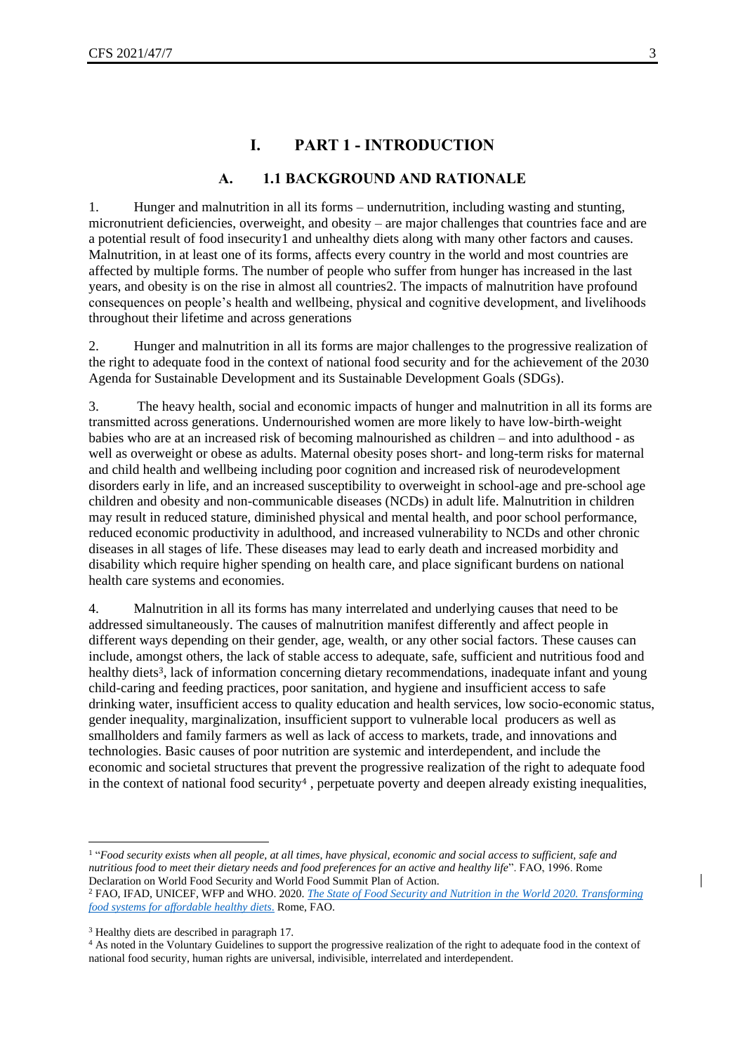# I. PART 1 - INTRODUCTION

## A. 1.1 BACKGROUND AND RATIONALE

1. Hunger and malnutrition in all its forms – undernutrition, including wasting and stunting, micronutrient deficiencies, overweight, and obesity – are major challenges that countries face and are a potential result of food insecurity[1] and unhealthy diets along with many other factors and causes. Malnutrition, in at least one of its forms, affects every country in the world and most countries are affected by multiple forms. The number of people who suffer from hunger has increased in the last years, and obesity is on the rise in almost all countries[2]. The impacts of malnutrition have profound consequences on people's health and wellbeing, physical and cognitive development, and livelihoods throughout their lifetime and across generations

2. Hunger and malnutrition in all its forms are major challenges to the progressive realization of the right to adequate food in the context of national food security and for the achievement of the 2030 Agenda for Sustainable Development and its Sustainable Development Goals (SDGs).

3. The heavy health, social and economic impacts of hunger and malnutrition in all its forms are transmitted across generations. Undernourished women are more likely to have low-birth-weight babies who are at an increased risk of becoming malnourished as children – and into adulthood - as well as overweight or obese as adults. Maternal obesity poses short- and long-term risks for maternal and child health and wellbeing including poor cognition and increased risk of neurodevelopment disorders early in life, and an increased susceptibility to overweight in school-age and pre-school age children and obesity and non-communicable diseases (NCDs) in adult life. Malnutrition in children may result in reduced stature, diminished physical and mental health, and poor school performance, reduced economic productivity in adulthood, and increased vulnerability to NCDs and other chronic diseases in all stages of life. These diseases may lead to early death and increased morbidity and disability which require higher spending on health care, and place significant burdens on national health care systems and economies.

4. Malnutrition in all its forms has many interrelated and underlying causes that need to be addressed simultaneously. The causes of malnutrition manifest differently and affect people in different ways depending on their gender, age, wealth, or any other social factors. These causes can include, amongst others, the lack of stable access to adequate, safe, sufficient and nutritious food and healthy diets[3], lack of information concerning dietary recommendations, inadequate infant and young child-caring and feeding practices, poor sanitation, and hygiene and insufficient access to safe drinking water, insufficient access to quality education and health services, low socio-economic status, gender inequality, marginalization, insufficient support to vulnerable local producers as well as smallholders and family farmers as well as lack of access to markets, trade, and innovations and technologies. Basic causes of poor nutrition are systemic and interdependent, and include the economic and societal structures that prevent the progressive realization of the right to adequate food in the context of national food security[4], perpetuate poverty and deepen already existing inequalities,

---

[1] "*Food security exists when all people, at all times, have physical, economic and social access to sufficient, safe and nutritious food to meet their dietary needs and food preferences for an active and healthy life*". FAO, 1996. Rome Declaration on World Food Security and World Food Summit Plan of Action.

[2] FAO, IFAD, UNICEF, WFP and WHO. 2020. *The State of Food Security and Nutrition in the World 2020. Transforming food systems for affordable healthy diets.* Rome, FAO.

[3] Healthy diets are described in paragraph 17.

[4] As noted in the Voluntary Guidelines to support the progressive realization of the right to adequate food in the context of national food security, human rights are universal, indivisible, interrelated and interdependent.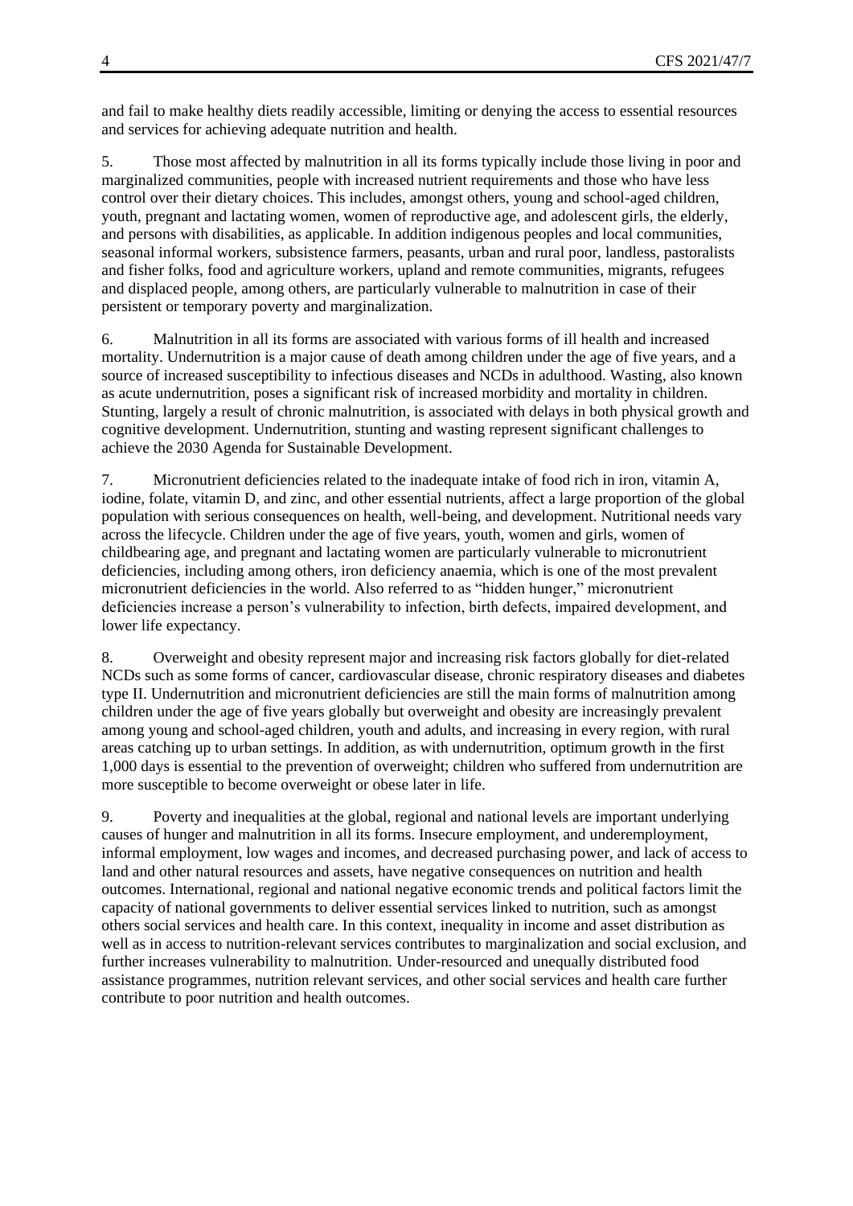and fail to make healthy diets readily accessible, limiting or denying the access to essential resources and services for achieving adequate nutrition and health.

5. Those most affected by malnutrition in all its forms typically include those living in poor and marginalized communities, people with increased nutrient requirements and those who have less control over their dietary choices. This includes, amongst others, young and school-aged children, youth, pregnant and lactating women, women of reproductive age, and adolescent girls, the elderly, and persons with disabilities, as applicable. In addition indigenous peoples and local communities, seasonal informal workers, subsistence farmers, peasants, urban and rural poor, landless, pastoralists and fisher folks, food and agriculture workers, upland and remote communities, migrants, refugees and displaced people, among others, are particularly vulnerable to malnutrition in case of their persistent or temporary poverty and marginalization.

6. Malnutrition in all its forms are associated with various forms of ill health and increased mortality. Undernutrition is a major cause of death among children under the age of five years, and a source of increased susceptibility to infectious diseases and NCDs in adulthood. Wasting, also known as acute undernutrition, poses a significant risk of increased morbidity and mortality in children. Stunting, largely a result of chronic malnutrition, is associated with delays in both physical growth and cognitive development. Undernutrition, stunting and wasting represent significant challenges to achieve the 2030 Agenda for Sustainable Development.

7. Micronutrient deficiencies related to the inadequate intake of food rich in iron, vitamin A, iodine, folate, vitamin D, and zinc, and other essential nutrients, affect a large proportion of the global population with serious consequences on health, well-being, and development. Nutritional needs vary across the lifecycle. Children under the age of five years, youth, women and girls, women of childbearing age, and pregnant and lactating women are particularly vulnerable to micronutrient deficiencies, including among others, iron deficiency anaemia, which is one of the most prevalent micronutrient deficiencies in the world. Also referred to as "hidden hunger," micronutrient deficiencies increase a person's vulnerability to infection, birth defects, impaired development, and lower life expectancy.

8. Overweight and obesity represent major and increasing risk factors globally for diet-related NCDs such as some forms of cancer, cardiovascular disease, chronic respiratory diseases and diabetes type II. Undernutrition and micronutrient deficiencies are still the main forms of malnutrition among children under the age of five years globally but overweight and obesity are increasingly prevalent among young and school-aged children, youth and adults, and increasing in every region, with rural areas catching up to urban settings. In addition, as with undernutrition, optimum growth in the first 1,000 days is essential to the prevention of overweight; children who suffered from undernutrition are more susceptible to become overweight or obese later in life.

9. Poverty and inequalities at the global, regional and national levels are important underlying causes of hunger and malnutrition in all its forms. Insecure employment, and underemployment, informal employment, low wages and incomes, and decreased purchasing power, and lack of access to land and other natural resources and assets, have negative consequences on nutrition and health outcomes. International, regional and national negative economic trends and political factors limit the capacity of national governments to deliver essential services linked to nutrition, such as amongst others social services and health care. In this context, inequality in income and asset distribution as well as in access to nutrition-relevant services contributes to marginalization and social exclusion, and further increases vulnerability to malnutrition. Under-resourced and unequally distributed food assistance programmes, nutrition relevant services, and other social services and health care further contribute to poor nutrition and health outcomes.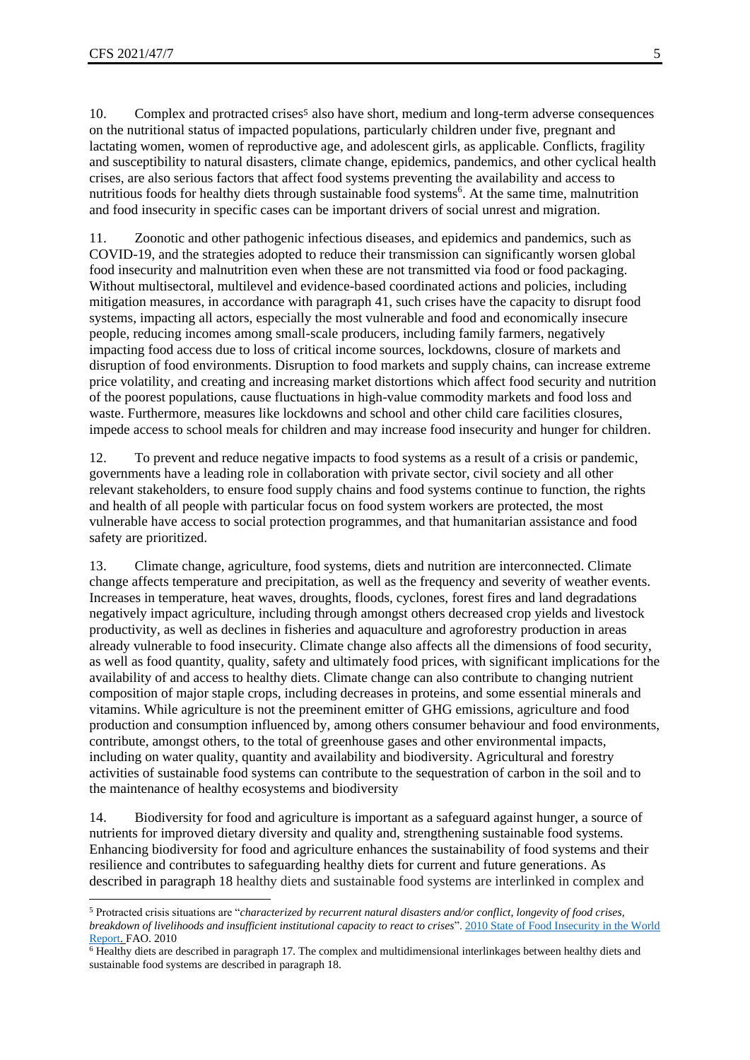10. Complex and protracted crises[5] also have short, medium and long-term adverse consequences on the nutritional status of impacted populations, particularly children under five, pregnant and lactating women, women of reproductive age, and adolescent girls, as applicable. Conflicts, fragility and susceptibility to natural disasters, climate change, epidemics, pandemics, and other cyclical health crises, are also serious factors that affect food systems preventing the availability and access to nutritious foods for healthy diets through sustainable food systems[6]. At the same time, malnutrition and food insecurity in specific cases can be important drivers of social unrest and migration.

11. Zoonotic and other pathogenic infectious diseases, and epidemics and pandemics, such as COVID-19, and the strategies adopted to reduce their transmission can significantly worsen global food insecurity and malnutrition even when these are not transmitted via food or food packaging. Without multisectoral, multilevel and evidence-based coordinated actions and policies, including mitigation measures, in accordance with paragraph 41, such crises have the capacity to disrupt food systems, impacting all actors, especially the most vulnerable and food and economically insecure people, reducing incomes among small-scale producers, including family farmers, negatively impacting food access due to loss of critical income sources, lockdowns, closure of markets and disruption of food environments. Disruption to food markets and supply chains, can increase extreme price volatility, and creating and increasing market distortions which affect food security and nutrition of the poorest populations, cause fluctuations in high-value commodity markets and food loss and waste. Furthermore, measures like lockdowns and school and other child care facilities closures, impede access to school meals for children and may increase food insecurity and hunger for children.

12. To prevent and reduce negative impacts to food systems as a result of a crisis or pandemic, governments have a leading role in collaboration with private sector, civil society and all other relevant stakeholders, to ensure food supply chains and food systems continue to function, the rights and health of all people with particular focus on food system workers are protected, the most vulnerable have access to social protection programmes, and that humanitarian assistance and food safety are prioritized.

13. Climate change, agriculture, food systems, diets and nutrition are interconnected. Climate change affects temperature and precipitation, as well as the frequency and severity of weather events. Increases in temperature, heat waves, droughts, floods, cyclones, forest fires and land degradations negatively impact agriculture, including through amongst others decreased crop yields and livestock productivity, as well as declines in fisheries and aquaculture and agroforestry production in areas already vulnerable to food insecurity. Climate change also affects all the dimensions of food security, as well as food quantity, quality, safety and ultimately food prices, with significant implications for the availability of and access to healthy diets. Climate change can also contribute to changing nutrient composition of major staple crops, including decreases in proteins, and some essential minerals and vitamins. While agriculture is not the preeminent emitter of GHG emissions, agriculture and food production and consumption influenced by, among others consumer behaviour and food environments, contribute, amongst others, to the total of greenhouse gases and other environmental impacts, including on water quality, quantity and availability and biodiversity. Agricultural and forestry activities of sustainable food systems can contribute to the sequestration of carbon in the soil and to the maintenance of healthy ecosystems and biodiversity

14. Biodiversity for food and agriculture is important as a safeguard against hunger, a source of nutrients for improved dietary diversity and quality and, strengthening sustainable food systems. Enhancing biodiversity for food and agriculture enhances the sustainability of food systems and their resilience and contributes to safeguarding healthy diets for current and future generations. As described in paragraph 18 healthy diets and sustainable food systems are interlinked in complex and

[5] Protracted crisis situations are "*characterized by recurrent natural disasters and/or conflict, longevity of food crises, breakdown of livelihoods and insufficient institutional capacity to react to crises*". 2010 State of Food Insecurity in the World Report. FAO. 2010

[6] Healthy diets are described in paragraph 17. The complex and multidimensional interlinkages between healthy diets and sustainable food systems are described in paragraph 18.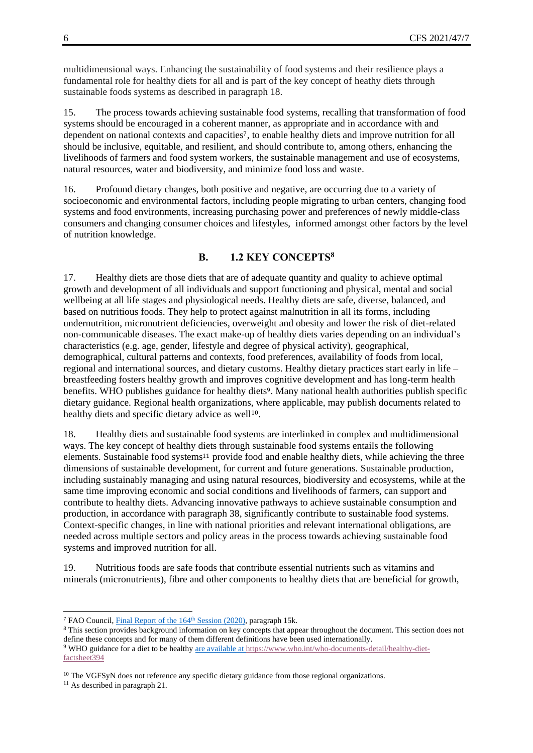multidimensional ways. Enhancing the sustainability of food systems and their resilience plays a fundamental role for healthy diets for all and is part of the key concept of heathy diets through sustainable foods systems as described in paragraph 18.

15. The process towards achieving sustainable food systems, recalling that transformation of food systems should be encouraged in a coherent manner, as appropriate and in accordance with and dependent on national contexts and capacities[7], to enable healthy diets and improve nutrition for all should be inclusive, equitable, and resilient, and should contribute to, among others, enhancing the livelihoods of farmers and food system workers, the sustainable management and use of ecosystems, natural resources, water and biodiversity, and minimize food loss and waste.

16. Profound dietary changes, both positive and negative, are occurring due to a variety of socioeconomic and environmental factors, including people migrating to urban centers, changing food systems and food environments, increasing purchasing power and preferences of newly middle-class consumers and changing consumer choices and lifestyles, informed amongst other factors by the level of nutrition knowledge.

## B. 1.2 KEY CONCEPTS[8]

17. Healthy diets are those diets that are of adequate quantity and quality to achieve optimal growth and development of all individuals and support functioning and physical, mental and social wellbeing at all life stages and physiological needs. Healthy diets are safe, diverse, balanced, and based on nutritious foods. They help to protect against malnutrition in all its forms, including undernutrition, micronutrient deficiencies, overweight and obesity and lower the risk of diet-related non-communicable diseases. The exact make-up of healthy diets varies depending on an individual's characteristics (e.g. age, gender, lifestyle and degree of physical activity), geographical, demographical, cultural patterns and contexts, food preferences, availability of foods from local, regional and international sources, and dietary customs. Healthy dietary practices start early in life – breastfeeding fosters healthy growth and improves cognitive development and has long-term health benefits. WHO publishes guidance for healthy diets[9]. Many national health authorities publish specific dietary guidance. Regional health organizations, where applicable, may publish documents related to healthy diets and specific dietary advice as well[10].

18. Healthy diets and sustainable food systems are interlinked in complex and multidimensional ways. The key concept of healthy diets through sustainable food systems entails the following elements. Sustainable food systems[11] provide food and enable healthy diets, while achieving the three dimensions of sustainable development, for current and future generations. Sustainable production, including sustainably managing and using natural resources, biodiversity and ecosystems, while at the same time improving economic and social conditions and livelihoods of farmers, can support and contribute to healthy diets. Advancing innovative pathways to achieve sustainable consumption and production, in accordance with paragraph 38, significantly contribute to sustainable food systems. Context-specific changes, in line with national priorities and relevant international obligations, are needed across multiple sectors and policy areas in the process towards achieving sustainable food systems and improved nutrition for all.

19. Nutritious foods are safe foods that contribute essential nutrients such as vitamins and minerals (micronutrients), fibre and other components to healthy diets that are beneficial for growth,

---

[7] FAO Council, Final Report of the 164th Session (2020), paragraph 15k.

[8] This section provides background information on key concepts that appear throughout the document. This section does not define these concepts and for many of them different definitions have been used internationally.

[9] WHO guidance for a diet to be healthy are available at https://www.who.int/who-documents-detail/healthy-diet-factsheet394

[10] The VGFSyN does not reference any specific dietary guidance from those regional organizations.

[11] As described in paragraph 21.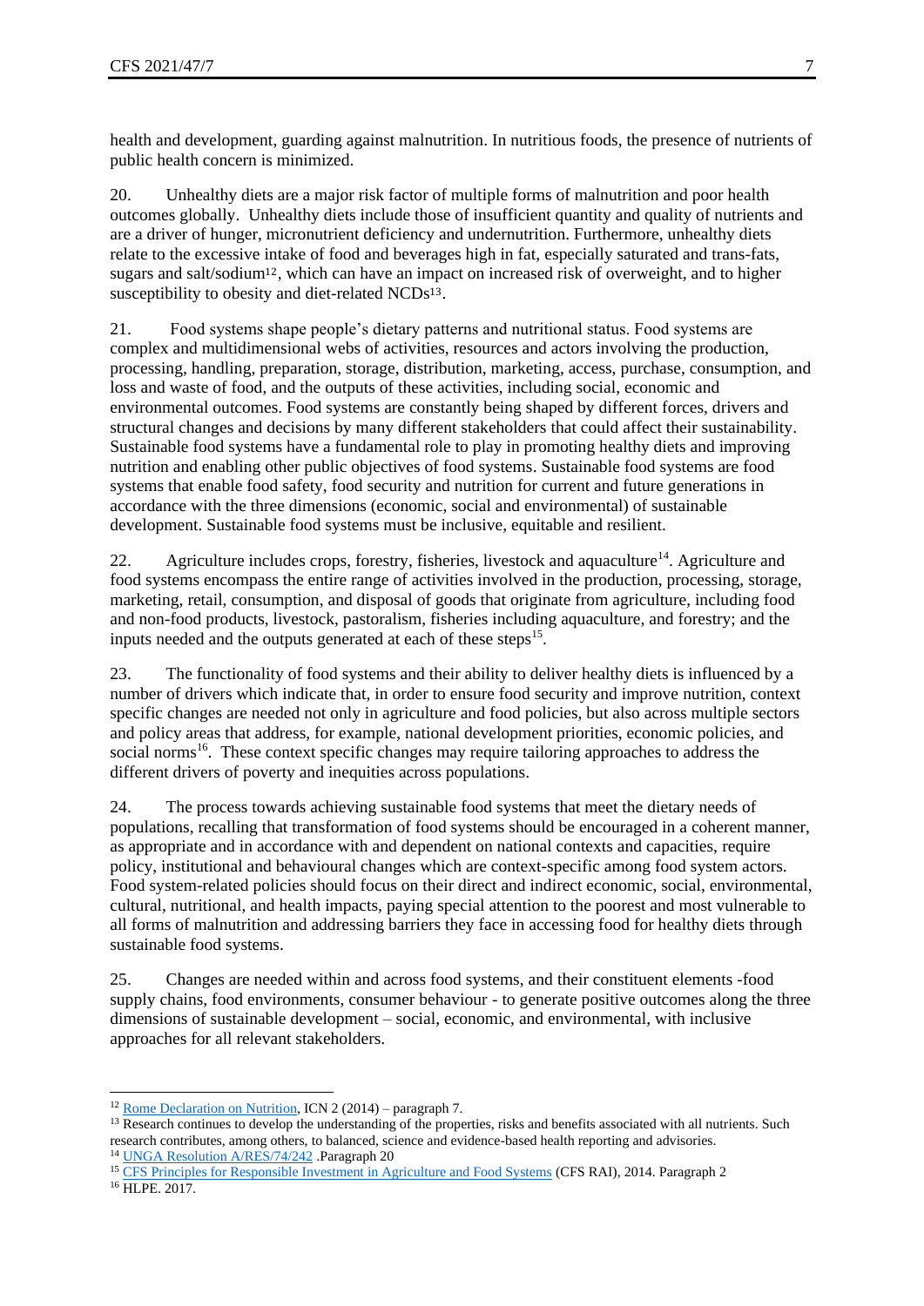health and development, guarding against malnutrition. In nutritious foods, the presence of nutrients of public health concern is minimized.

20. Unhealthy diets are a major risk factor of multiple forms of malnutrition and poor health outcomes globally. Unhealthy diets include those of insufficient quantity and quality of nutrients and are a driver of hunger, micronutrient deficiency and undernutrition. Furthermore, unhealthy diets relate to the excessive intake of food and beverages high in fat, especially saturated and trans-fats, sugars and salt/sodium[12], which can have an impact on increased risk of overweight, and to higher susceptibility to obesity and diet-related NCDs[13].

21. Food systems shape people's dietary patterns and nutritional status. Food systems are complex and multidimensional webs of activities, resources and actors involving the production, processing, handling, preparation, storage, distribution, marketing, access, purchase, consumption, and loss and waste of food, and the outputs of these activities, including social, economic and environmental outcomes. Food systems are constantly being shaped by different forces, drivers and structural changes and decisions by many different stakeholders that could affect their sustainability. Sustainable food systems have a fundamental role to play in promoting healthy diets and improving nutrition and enabling other public objectives of food systems. Sustainable food systems are food systems that enable food safety, food security and nutrition for current and future generations in accordance with the three dimensions (economic, social and environmental) of sustainable development. Sustainable food systems must be inclusive, equitable and resilient.

22. Agriculture includes crops, forestry, fisheries, livestock and aquaculture[14]. Agriculture and food systems encompass the entire range of activities involved in the production, processing, storage, marketing, retail, consumption, and disposal of goods that originate from agriculture, including food and non-food products, livestock, pastoralism, fisheries including aquaculture, and forestry; and the inputs needed and the outputs generated at each of these steps[15].

23. The functionality of food systems and their ability to deliver healthy diets is influenced by a number of drivers which indicate that, in order to ensure food security and improve nutrition, context specific changes are needed not only in agriculture and food policies, but also across multiple sectors and policy areas that address, for example, national development priorities, economic policies, and social norms[16]. These context specific changes may require tailoring approaches to address the different drivers of poverty and inequities across populations.

24. The process towards achieving sustainable food systems that meet the dietary needs of populations, recalling that transformation of food systems should be encouraged in a coherent manner, as appropriate and in accordance with and dependent on national contexts and capacities, require policy, institutional and behavioural changes which are context-specific among food system actors. Food system-related policies should focus on their direct and indirect economic, social, environmental, cultural, nutritional, and health impacts, paying special attention to the poorest and most vulnerable to all forms of malnutrition and addressing barriers they face in accessing food for healthy diets through sustainable food systems.

25. Changes are needed within and across food systems, and their constituent elements -food supply chains, food environments, consumer behaviour - to generate positive outcomes along the three dimensions of sustainable development – social, economic, and environmental, with inclusive approaches for all relevant stakeholders.

---

[12] Rome Declaration on Nutrition, ICN 2 (2014) – paragraph 7.

[13] Research continues to develop the understanding of the properties, risks and benefits associated with all nutrients. Such research contributes, among others, to balanced, science and evidence-based health reporting and advisories.

[14] UNGA Resolution A/RES/74/242 .Paragraph 20

[15] CFS Principles for Responsible Investment in Agriculture and Food Systems (CFS RAI), 2014. Paragraph 2

[16] HLPE. 2017.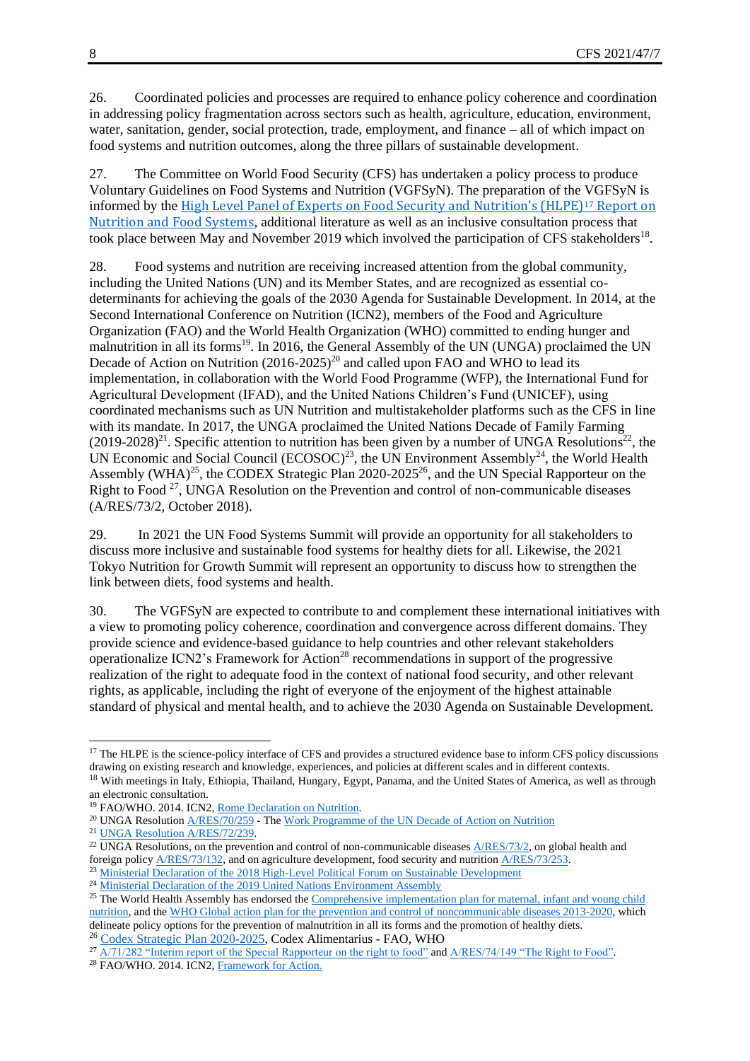26. Coordinated policies and processes are required to enhance policy coherence and coordination in addressing policy fragmentation across sectors such as health, agriculture, education, environment, water, sanitation, gender, social protection, trade, employment, and finance – all of which impact on food systems and nutrition outcomes, along the three pillars of sustainable development.

27. The Committee on World Food Security (CFS) has undertaken a policy process to produce Voluntary Guidelines on Food Systems and Nutrition (VGFSyN). The preparation of the VGFSyN is informed by the High Level Panel of Experts on Food Security and Nutrition's (HLPE)[17] Report on Nutrition and Food Systems, additional literature as well as an inclusive consultation process that took place between May and November 2019 which involved the participation of CFS stakeholders[18].

28. Food systems and nutrition are receiving increased attention from the global community, including the United Nations (UN) and its Member States, and are recognized as essential co-determinants for achieving the goals of the 2030 Agenda for Sustainable Development. In 2014, at the Second International Conference on Nutrition (ICN2), members of the Food and Agriculture Organization (FAO) and the World Health Organization (WHO) committed to ending hunger and malnutrition in all its forms[19]. In 2016, the General Assembly of the UN (UNGA) proclaimed the UN Decade of Action on Nutrition (2016-2025)[20] and called upon FAO and WHO to lead its implementation, in collaboration with the World Food Programme (WFP), the International Fund for Agricultural Development (IFAD), and the United Nations Children's Fund (UNICEF), using coordinated mechanisms such as UN Nutrition and multistakeholder platforms such as the CFS in line with its mandate. In 2017, the UNGA proclaimed the United Nations Decade of Family Farming (2019-2028)[21]. Specific attention to nutrition has been given by a number of UNGA Resolutions[22], the UN Economic and Social Council (ECOSOC)[23], the UN Environment Assembly[24], the World Health Assembly (WHA)[25], the CODEX Strategic Plan 2020-2025[26], and the UN Special Rapporteur on the Right to Food [27], UNGA Resolution on the Prevention and control of non-communicable diseases (A/RES/73/2, October 2018).

29. In 2021 the UN Food Systems Summit will provide an opportunity for all stakeholders to discuss more inclusive and sustainable food systems for healthy diets for all. Likewise, the 2021 Tokyo Nutrition for Growth Summit will represent an opportunity to discuss how to strengthen the link between diets, food systems and health.

30. The VGFSyN are expected to contribute to and complement these international initiatives with a view to promoting policy coherence, coordination and convergence across different domains. They provide science and evidence-based guidance to help countries and other relevant stakeholders operationalize ICN2's Framework for Action[28] recommendations in support of the progressive realization of the right to adequate food in the context of national food security, and other relevant rights, as applicable, including the right of everyone of the enjoyment of the highest attainable standard of physical and mental health, and to achieve the 2030 Agenda on Sustainable Development.

---

[17] The HLPE is the science-policy interface of CFS and provides a structured evidence base to inform CFS policy discussions drawing on existing research and knowledge, experiences, and policies at different scales and in different contexts.

[18] With meetings in Italy, Ethiopia, Thailand, Hungary, Egypt, Panama, and the United States of America, as well as through an electronic consultation.

[19] FAO/WHO. 2014. ICN2, Rome Declaration on Nutrition.

[20] UNGA Resolution A/RES/70/259 - The Work Programme of the UN Decade of Action on Nutrition

[21] UNGA Resolution A/RES/72/239.

[22] UNGA Resolutions, on the prevention and control of non-communicable diseases A/RES/73/2, on global health and foreign policy A/RES/73/132, and on agriculture development, food security and nutrition A/RES/73/253.

[23] Ministerial Declaration of the 2018 High-Level Political Forum on Sustainable Development

[24] Ministerial Declaration of the 2019 United Nations Environment Assembly

[25] The World Health Assembly has endorsed the Comprehensive implementation plan for maternal, infant and young child nutrition, and the WHO Global action plan for the prevention and control of noncommunicable diseases 2013-2020, which delineate policy options for the prevention of malnutrition in all its forms and the promotion of healthy diets.

[26] Codex Strategic Plan 2020-2025, Codex Alimentarius - FAO, WHO

[27] A/71/282 "Interim report of the Special Rapporteur on the right to food" and A/RES/74/149 "The Right to Food".

[28] FAO/WHO. 2014. ICN2, Framework for Action.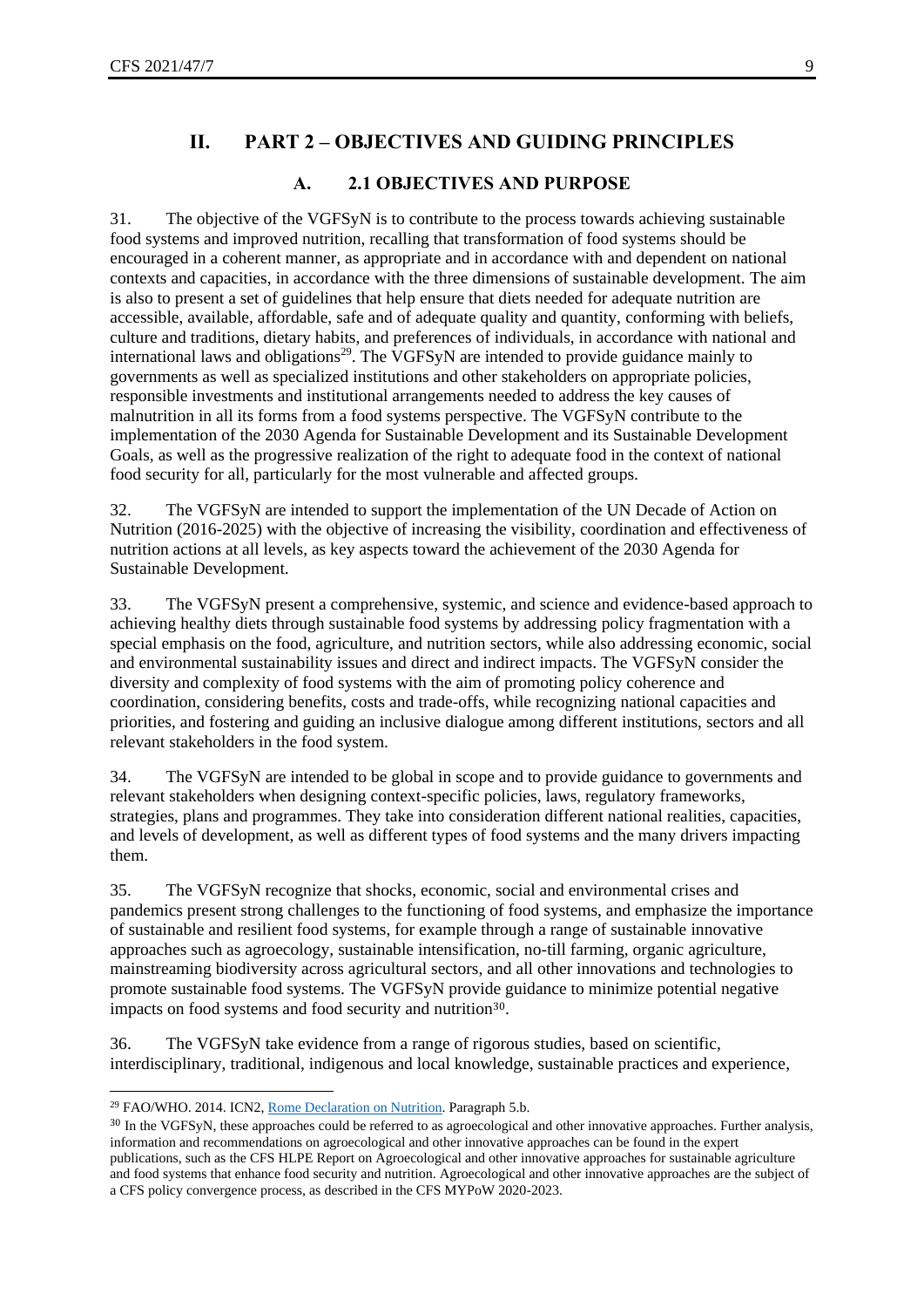## II. PART 2 – OBJECTIVES AND GUIDING PRINCIPLES

### A. 2.1 OBJECTIVES AND PURPOSE

31. The objective of the VGFSyN is to contribute to the process towards achieving sustainable food systems and improved nutrition, recalling that transformation of food systems should be encouraged in a coherent manner, as appropriate and in accordance with and dependent on national contexts and capacities, in accordance with the three dimensions of sustainable development. The aim is also to present a set of guidelines that help ensure that diets needed for adequate nutrition are accessible, available, affordable, safe and of adequate quality and quantity, conforming with beliefs, culture and traditions, dietary habits, and preferences of individuals, in accordance with national and international laws and obligations[29]. The VGFSyN are intended to provide guidance mainly to governments as well as specialized institutions and other stakeholders on appropriate policies, responsible investments and institutional arrangements needed to address the key causes of malnutrition in all its forms from a food systems perspective. The VGFSyN contribute to the implementation of the 2030 Agenda for Sustainable Development and its Sustainable Development Goals, as well as the progressive realization of the right to adequate food in the context of national food security for all, particularly for the most vulnerable and affected groups.

32. The VGFSyN are intended to support the implementation of the UN Decade of Action on Nutrition (2016-2025) with the objective of increasing the visibility, coordination and effectiveness of nutrition actions at all levels, as key aspects toward the achievement of the 2030 Agenda for Sustainable Development.

33. The VGFSyN present a comprehensive, systemic, and science and evidence-based approach to achieving healthy diets through sustainable food systems by addressing policy fragmentation with a special emphasis on the food, agriculture, and nutrition sectors, while also addressing economic, social and environmental sustainability issues and direct and indirect impacts. The VGFSyN consider the diversity and complexity of food systems with the aim of promoting policy coherence and coordination, considering benefits, costs and trade-offs, while recognizing national capacities and priorities, and fostering and guiding an inclusive dialogue among different institutions, sectors and all relevant stakeholders in the food system.

34. The VGFSyN are intended to be global in scope and to provide guidance to governments and relevant stakeholders when designing context-specific policies, laws, regulatory frameworks, strategies, plans and programmes. They take into consideration different national realities, capacities, and levels of development, as well as different types of food systems and the many drivers impacting them.

35. The VGFSyN recognize that shocks, economic, social and environmental crises and pandemics present strong challenges to the functioning of food systems, and emphasize the importance of sustainable and resilient food systems, for example through a range of sustainable innovative approaches such as agroecology, sustainable intensification, no-till farming, organic agriculture, mainstreaming biodiversity across agricultural sectors, and all other innovations and technologies to promote sustainable food systems. The VGFSyN provide guidance to minimize potential negative impacts on food systems and food security and nutrition[30].

36. The VGFSyN take evidence from a range of rigorous studies, based on scientific, interdisciplinary, traditional, indigenous and local knowledge, sustainable practices and experience,

---

[29] FAO/WHO. 2014. ICN2, Rome Declaration on Nutrition. Paragraph 5.b.

[30] In the VGFSyN, these approaches could be referred to as agroecological and other innovative approaches. Further analysis, information and recommendations on agroecological and other innovative approaches can be found in the expert publications, such as the CFS HLPE Report on Agroecological and other innovative approaches for sustainable agriculture and food systems that enhance food security and nutrition. Agroecological and other innovative approaches are the subject of a CFS policy convergence process, as described in the CFS MYPoW 2020-2023.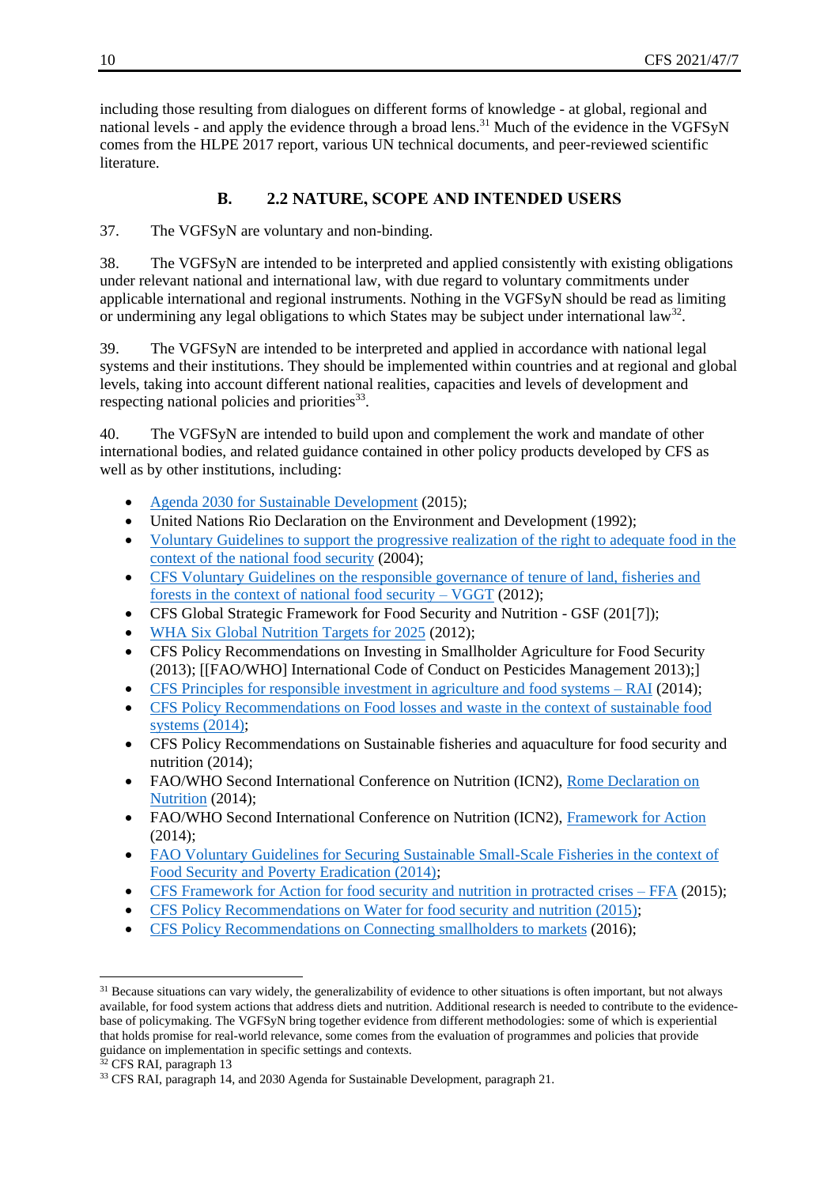including those resulting from dialogues on different forms of knowledge - at global, regional and national levels - and apply the evidence through a broad lens.[31] Much of the evidence in the VGFSyN comes from the HLPE 2017 report, various UN technical documents, and peer-reviewed scientific literature.

## B. 2.2 NATURE, SCOPE AND INTENDED USERS

37. The VGFSyN are voluntary and non-binding.

38. The VGFSyN are intended to be interpreted and applied consistently with existing obligations under relevant national and international law, with due regard to voluntary commitments under applicable international and regional instruments. Nothing in the VGFSyN should be read as limiting or undermining any legal obligations to which States may be subject under international law[32].

39. The VGFSyN are intended to be interpreted and applied in accordance with national legal systems and their institutions. They should be implemented within countries and at regional and global levels, taking into account different national realities, capacities and levels of development and respecting national policies and priorities[33].

40. The VGFSyN are intended to build upon and complement the work and mandate of other international bodies, and related guidance contained in other policy products developed by CFS as well as by other institutions, including:

- Agenda 2030 for Sustainable Development (2015);
- United Nations Rio Declaration on the Environment and Development (1992);
- Voluntary Guidelines to support the progressive realization of the right to adequate food in the context of the national food security (2004);
- CFS Voluntary Guidelines on the responsible governance of tenure of land, fisheries and forests in the context of national food security – VGGT (2012);
- CFS Global Strategic Framework for Food Security and Nutrition - GSF (201[7]);
- WHA Six Global Nutrition Targets for 2025 (2012);
- CFS Policy Recommendations on Investing in Smallholder Agriculture for Food Security (2013); [[FAO/WHO] International Code of Conduct on Pesticides Management 2013);]
- CFS Principles for responsible investment in agriculture and food systems – RAI (2014);
- CFS Policy Recommendations on Food losses and waste in the context of sustainable food systems (2014);
- CFS Policy Recommendations on Sustainable fisheries and aquaculture for food security and nutrition (2014);
- FAO/WHO Second International Conference on Nutrition (ICN2), Rome Declaration on Nutrition (2014);
- FAO/WHO Second International Conference on Nutrition (ICN2), Framework for Action (2014);
- FAO Voluntary Guidelines for Securing Sustainable Small-Scale Fisheries in the context of Food Security and Poverty Eradication (2014);
- CFS Framework for Action for food security and nutrition in protracted crises – FFA (2015);
- CFS Policy Recommendations on Water for food security and nutrition (2015);
- CFS Policy Recommendations on Connecting smallholders to markets (2016);

---

[31] Because situations can vary widely, the generalizability of evidence to other situations is often important, but not always available, for food system actions that address diets and nutrition. Additional research is needed to contribute to the evidence-base of policymaking. The VGFSyN bring together evidence from different methodologies: some of which is experiential that holds promise for real-world relevance, some comes from the evaluation of programmes and policies that provide guidance on implementation in specific settings and contexts.

[32] CFS RAI, paragraph 13

[33] CFS RAI, paragraph 14, and 2030 Agenda for Sustainable Development, paragraph 21.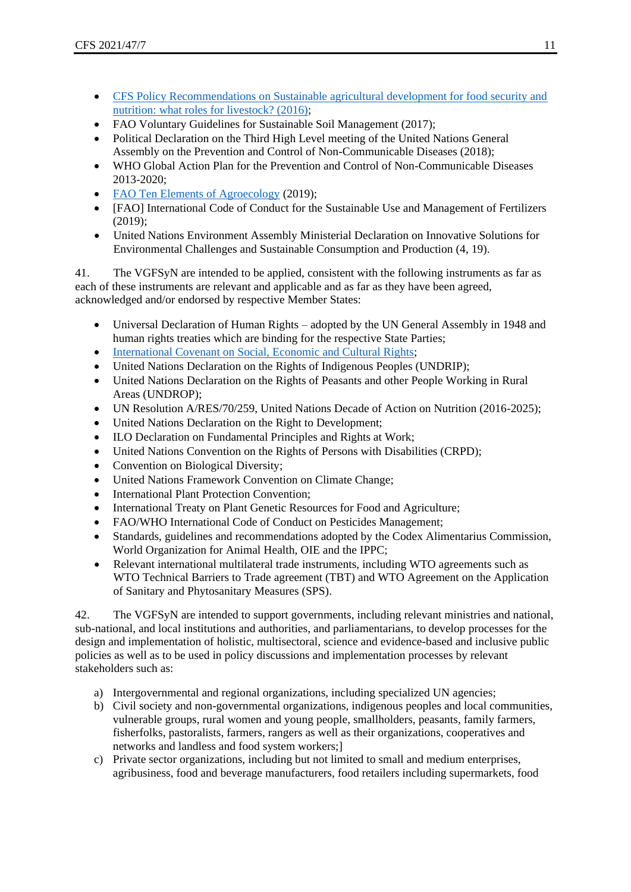- CFS Policy Recommendations on Sustainable agricultural development for food security and nutrition: what roles for livestock? (2016);
- FAO Voluntary Guidelines for Sustainable Soil Management (2017);
- Political Declaration on the Third High Level meeting of the United Nations General Assembly on the Prevention and Control of Non-Communicable Diseases (2018);
- WHO Global Action Plan for the Prevention and Control of Non-Communicable Diseases 2013-2020;
- FAO Ten Elements of Agroecology (2019);
- [FAO] International Code of Conduct for the Sustainable Use and Management of Fertilizers (2019);
- United Nations Environment Assembly Ministerial Declaration on Innovative Solutions for Environmental Challenges and Sustainable Consumption and Production (4, 19).

41. The VGFSyN are intended to be applied, consistent with the following instruments as far as each of these instruments are relevant and applicable and as far as they have been agreed, acknowledged and/or endorsed by respective Member States:

- Universal Declaration of Human Rights – adopted by the UN General Assembly in 1948 and human rights treaties which are binding for the respective State Parties;
- International Covenant on Social, Economic and Cultural Rights;
- United Nations Declaration on the Rights of Indigenous Peoples (UNDRIP);
- United Nations Declaration on the Rights of Peasants and other People Working in Rural Areas (UNDROP);
- UN Resolution A/RES/70/259, United Nations Decade of Action on Nutrition (2016-2025);
- United Nations Declaration on the Right to Development;
- ILO Declaration on Fundamental Principles and Rights at Work;
- United Nations Convention on the Rights of Persons with Disabilities (CRPD);
- Convention on Biological Diversity;
- United Nations Framework Convention on Climate Change;
- International Plant Protection Convention;
- International Treaty on Plant Genetic Resources for Food and Agriculture;
- FAO/WHO International Code of Conduct on Pesticides Management;
- Standards, guidelines and recommendations adopted by the Codex Alimentarius Commission, World Organization for Animal Health, OIE and the IPPC;
- Relevant international multilateral trade instruments, including WTO agreements such as WTO Technical Barriers to Trade agreement (TBT) and WTO Agreement on the Application of Sanitary and Phytosanitary Measures (SPS).

42. The VGFSyN are intended to support governments, including relevant ministries and national, sub-national, and local institutions and authorities, and parliamentarians, to develop processes for the design and implementation of holistic, multisectoral, science and evidence-based and inclusive public policies as well as to be used in policy discussions and implementation processes by relevant stakeholders such as:

a) Intergovernmental and regional organizations, including specialized UN agencies;
b) Civil society and non-governmental organizations, indigenous peoples and local communities, vulnerable groups, rural women and young people, smallholders, peasants, family farmers, fisherfolks, pastoralists, farmers, rangers as well as their organizations, cooperatives and networks and landless and food system workers;]
c) Private sector organizations, including but not limited to small and medium enterprises, agribusiness, food and beverage manufacturers, food retailers including supermarkets, food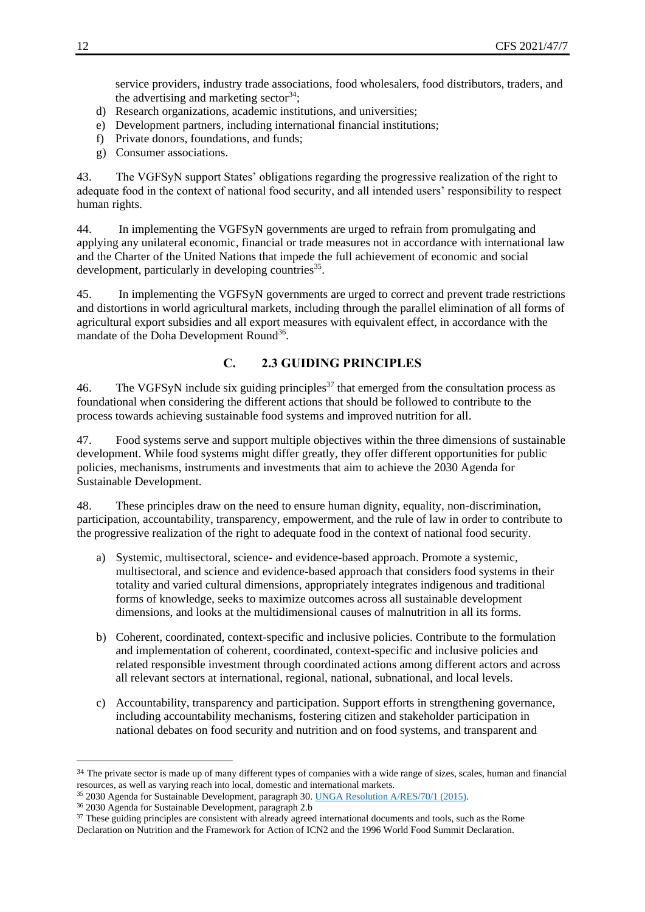service providers, industry trade associations, food wholesalers, food distributors, traders, and the advertising and marketing sector[34];

d) Research organizations, academic institutions, and universities;
e) Development partners, including international financial institutions;
f) Private donors, foundations, and funds;
g) Consumer associations.

43. The VGFSyN support States' obligations regarding the progressive realization of the right to adequate food in the context of national food security, and all intended users' responsibility to respect human rights.

44. In implementing the VGFSyN governments are urged to refrain from promulgating and applying any unilateral economic, financial or trade measures not in accordance with international law and the Charter of the United Nations that impede the full achievement of economic and social development, particularly in developing countries[35].

45. In implementing the VGFSyN governments are urged to correct and prevent trade restrictions and distortions in world agricultural markets, including through the parallel elimination of all forms of agricultural export subsidies and all export measures with equivalent effect, in accordance with the mandate of the Doha Development Round[36].

## C. 2.3 GUIDING PRINCIPLES

46. The VGFSyN include six guiding principles[37] that emerged from the consultation process as foundational when considering the different actions that should be followed to contribute to the process towards achieving sustainable food systems and improved nutrition for all.

47. Food systems serve and support multiple objectives within the three dimensions of sustainable development. While food systems might differ greatly, they offer different opportunities for public policies, mechanisms, instruments and investments that aim to achieve the 2030 Agenda for Sustainable Development.

48. These principles draw on the need to ensure human dignity, equality, non-discrimination, participation, accountability, transparency, empowerment, and the rule of law in order to contribute to the progressive realization of the right to adequate food in the context of national food security.

a) Systemic, multisectoral, science- and evidence-based approach. Promote a systemic, multisectoral, and science and evidence-based approach that considers food systems in their totality and varied cultural dimensions, appropriately integrates indigenous and traditional forms of knowledge, seeks to maximize outcomes across all sustainable development dimensions, and looks at the multidimensional causes of malnutrition in all its forms.

b) Coherent, coordinated, context-specific and inclusive policies. Contribute to the formulation and implementation of coherent, coordinated, context-specific and inclusive policies and related responsible investment through coordinated actions among different actors and across all relevant sectors at international, regional, national, subnational, and local levels.

c) Accountability, transparency and participation. Support efforts in strengthening governance, including accountability mechanisms, fostering citizen and stakeholder participation in national debates on food security and nutrition and on food systems, and transparent and

---

[34] The private sector is made up of many different types of companies with a wide range of sizes, scales, human and financial resources, as well as varying reach into local, domestic and international markets.

[35] 2030 Agenda for Sustainable Development, paragraph 30. UNGA Resolution A/RES/70/1 (2015).

[36] 2030 Agenda for Sustainable Development, paragraph 2.b

[37] These guiding principles are consistent with already agreed international documents and tools, such as the Rome Declaration on Nutrition and the Framework for Action of ICN2 and the 1996 World Food Summit Declaration.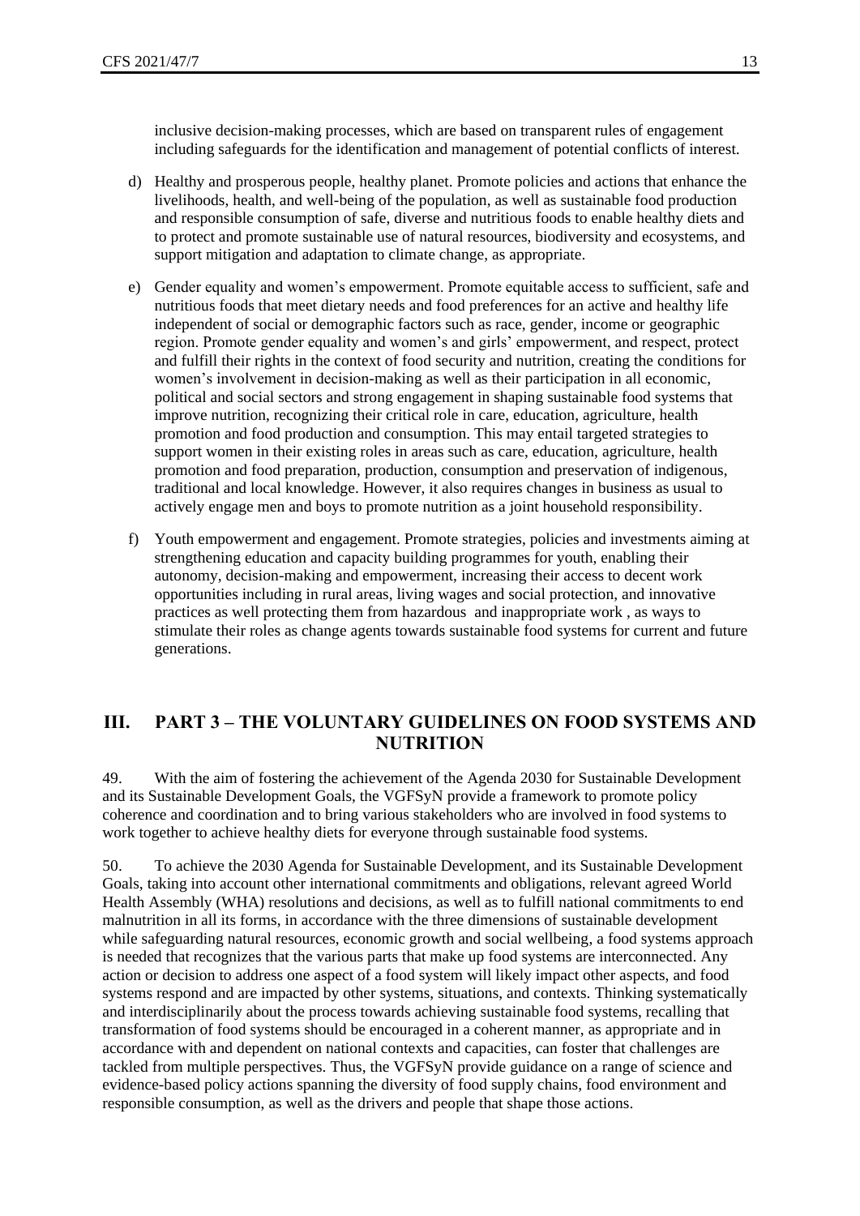inclusive decision-making processes, which are based on transparent rules of engagement including safeguards for the identification and management of potential conflicts of interest.

d) Healthy and prosperous people, healthy planet. Promote policies and actions that enhance the livelihoods, health, and well-being of the population, as well as sustainable food production and responsible consumption of safe, diverse and nutritious foods to enable healthy diets and to protect and promote sustainable use of natural resources, biodiversity and ecosystems, and support mitigation and adaptation to climate change, as appropriate.

e) Gender equality and women's empowerment. Promote equitable access to sufficient, safe and nutritious foods that meet dietary needs and food preferences for an active and healthy life independent of social or demographic factors such as race, gender, income or geographic region. Promote gender equality and women's and girls' empowerment, and respect, protect and fulfill their rights in the context of food security and nutrition, creating the conditions for women's involvement in decision-making as well as their participation in all economic, political and social sectors and strong engagement in shaping sustainable food systems that improve nutrition, recognizing their critical role in care, education, agriculture, health promotion and food production and consumption. This may entail targeted strategies to support women in their existing roles in areas such as care, education, agriculture, health promotion and food preparation, production, consumption and preservation of indigenous, traditional and local knowledge. However, it also requires changes in business as usual to actively engage men and boys to promote nutrition as a joint household responsibility.

f) Youth empowerment and engagement. Promote strategies, policies and investments aiming at strengthening education and capacity building programmes for youth, enabling their autonomy, decision-making and empowerment, increasing their access to decent work opportunities including in rural areas, living wages and social protection, and innovative practices as well protecting them from hazardous and inappropriate work , as ways to stimulate their roles as change agents towards sustainable food systems for current and future generations.

## III. PART 3 – THE VOLUNTARY GUIDELINES ON FOOD SYSTEMS AND NUTRITION

49. With the aim of fostering the achievement of the Agenda 2030 for Sustainable Development and its Sustainable Development Goals, the VGFSyN provide a framework to promote policy coherence and coordination and to bring various stakeholders who are involved in food systems to work together to achieve healthy diets for everyone through sustainable food systems.

50. To achieve the 2030 Agenda for Sustainable Development, and its Sustainable Development Goals, taking into account other international commitments and obligations, relevant agreed World Health Assembly (WHA) resolutions and decisions, as well as to fulfill national commitments to end malnutrition in all its forms, in accordance with the three dimensions of sustainable development while safeguarding natural resources, economic growth and social wellbeing, a food systems approach is needed that recognizes that the various parts that make up food systems are interconnected. Any action or decision to address one aspect of a food system will likely impact other aspects, and food systems respond and are impacted by other systems, situations, and contexts. Thinking systematically and interdisciplinarily about the process towards achieving sustainable food systems, recalling that transformation of food systems should be encouraged in a coherent manner, as appropriate and in accordance with and dependent on national contexts and capacities, can foster that challenges are tackled from multiple perspectives. Thus, the VGFSyN provide guidance on a range of science and evidence-based policy actions spanning the diversity of food supply chains, food environment and responsible consumption, as well as the drivers and people that shape those actions.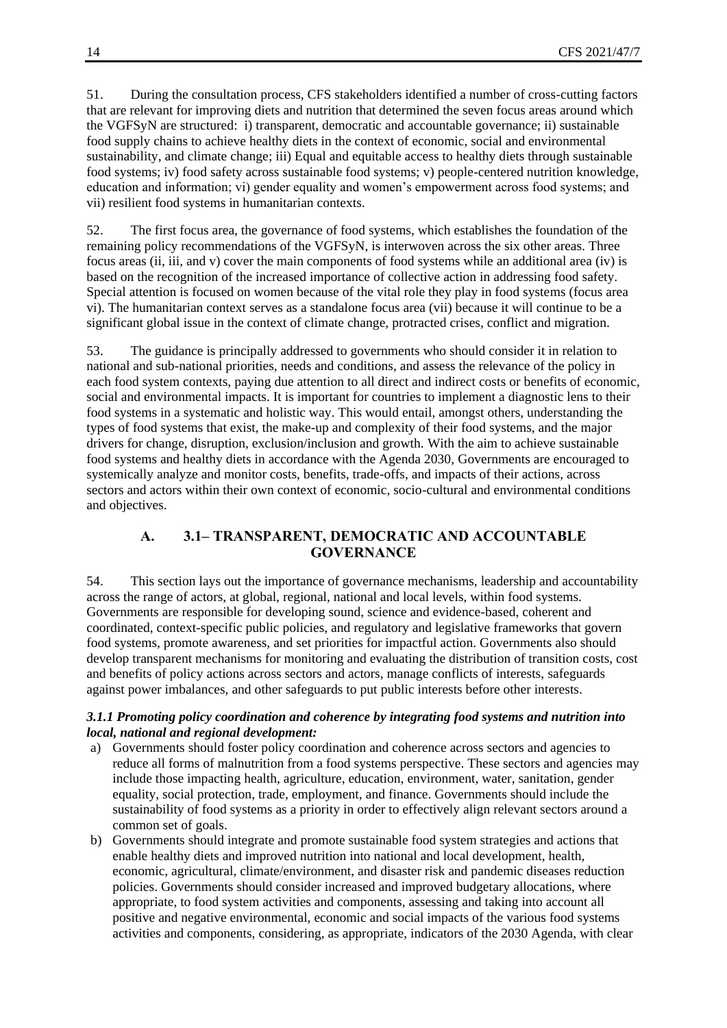51. During the consultation process, CFS stakeholders identified a number of cross-cutting factors that are relevant for improving diets and nutrition that determined the seven focus areas around which the VGFSyN are structured: i) transparent, democratic and accountable governance; ii) sustainable food supply chains to achieve healthy diets in the context of economic, social and environmental sustainability, and climate change; iii) Equal and equitable access to healthy diets through sustainable food systems; iv) food safety across sustainable food systems; v) people-centered nutrition knowledge, education and information; vi) gender equality and women's empowerment across food systems; and vii) resilient food systems in humanitarian contexts.

52. The first focus area, the governance of food systems, which establishes the foundation of the remaining policy recommendations of the VGFSyN, is interwoven across the six other areas. Three focus areas (ii, iii, and v) cover the main components of food systems while an additional area (iv) is based on the recognition of the increased importance of collective action in addressing food safety. Special attention is focused on women because of the vital role they play in food systems (focus area vi). The humanitarian context serves as a standalone focus area (vii) because it will continue to be a significant global issue in the context of climate change, protracted crises, conflict and migration.

53. The guidance is principally addressed to governments who should consider it in relation to national and sub-national priorities, needs and conditions, and assess the relevance of the policy in each food system contexts, paying due attention to all direct and indirect costs or benefits of economic, social and environmental impacts. It is important for countries to implement a diagnostic lens to their food systems in a systematic and holistic way. This would entail, amongst others, understanding the types of food systems that exist, the make-up and complexity of their food systems, and the major drivers for change, disruption, exclusion/inclusion and growth. With the aim to achieve sustainable food systems and healthy diets in accordance with the Agenda 2030, Governments are encouraged to systemically analyze and monitor costs, benefits, trade-offs, and impacts of their actions, across sectors and actors within their own context of economic, socio-cultural and environmental conditions and objectives.

## A. 3.1– TRANSPARENT, DEMOCRATIC AND ACCOUNTABLE GOVERNANCE

54. This section lays out the importance of governance mechanisms, leadership and accountability across the range of actors, at global, regional, national and local levels, within food systems. Governments are responsible for developing sound, science and evidence-based, coherent and coordinated, context-specific public policies, and regulatory and legislative frameworks that govern food systems, promote awareness, and set priorities for impactful action. Governments also should develop transparent mechanisms for monitoring and evaluating the distribution of transition costs, cost and benefits of policy actions across sectors and actors, manage conflicts of interests, safeguards against power imbalances, and other safeguards to put public interests before other interests.

***3.1.1 Promoting policy coordination and coherence by integrating food systems and nutrition into local, national and regional development:***

a) Governments should foster policy coordination and coherence across sectors and agencies to reduce all forms of malnutrition from a food systems perspective. These sectors and agencies may include those impacting health, agriculture, education, environment, water, sanitation, gender equality, social protection, trade, employment, and finance. Governments should include the sustainability of food systems as a priority in order to effectively align relevant sectors around a common set of goals.

b) Governments should integrate and promote sustainable food system strategies and actions that enable healthy diets and improved nutrition into national and local development, health, economic, agricultural, climate/environment, and disaster risk and pandemic diseases reduction policies. Governments should consider increased and improved budgetary allocations, where appropriate, to food system activities and components, assessing and taking into account all positive and negative environmental, economic and social impacts of the various food systems activities and components, considering, as appropriate, indicators of the 2030 Agenda, with clear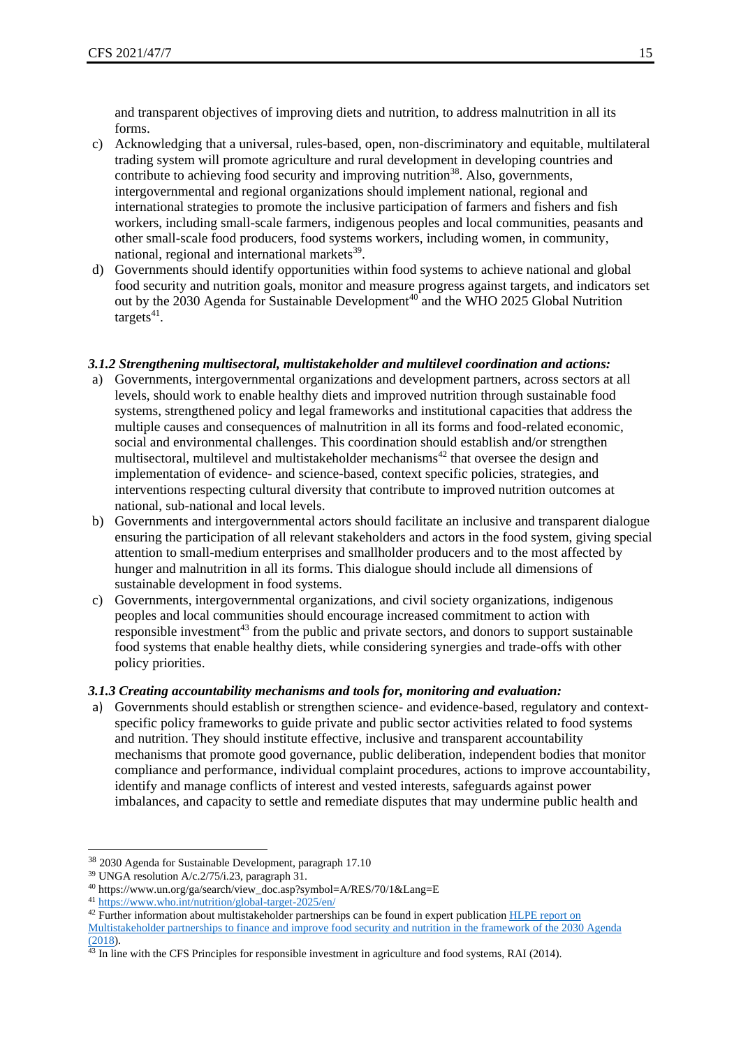and transparent objectives of improving diets and nutrition, to address malnutrition in all its forms.

c) Acknowledging that a universal, rules-based, open, non-discriminatory and equitable, multilateral trading system will promote agriculture and rural development in developing countries and contribute to achieving food security and improving nutrition[38]. Also, governments, intergovernmental and regional organizations should implement national, regional and international strategies to promote the inclusive participation of farmers and fishers and fish workers, including small-scale farmers, indigenous peoples and local communities, peasants and other small-scale food producers, food systems workers, including women, in community, national, regional and international markets[39].

d) Governments should identify opportunities within food systems to achieve national and global food security and nutrition goals, monitor and measure progress against targets, and indicators set out by the 2030 Agenda for Sustainable Development[40] and the WHO 2025 Global Nutrition targets[41].

### *3.1.2 Strengthening multisectoral, multistakeholder and multilevel coordination and actions:*

a) Governments, intergovernmental organizations and development partners, across sectors at all levels, should work to enable healthy diets and improved nutrition through sustainable food systems, strengthened policy and legal frameworks and institutional capacities that address the multiple causes and consequences of malnutrition in all its forms and food-related economic, social and environmental challenges. This coordination should establish and/or strengthen multisectoral, multilevel and multistakeholder mechanisms[42] that oversee the design and implementation of evidence- and science-based, context specific policies, strategies, and interventions respecting cultural diversity that contribute to improved nutrition outcomes at national, sub-national and local levels.

b) Governments and intergovernmental actors should facilitate an inclusive and transparent dialogue ensuring the participation of all relevant stakeholders and actors in the food system, giving special attention to small-medium enterprises and smallholder producers and to the most affected by hunger and malnutrition in all its forms. This dialogue should include all dimensions of sustainable development in food systems.

c) Governments, intergovernmental organizations, and civil society organizations, indigenous peoples and local communities should encourage increased commitment to action with responsible investment[43] from the public and private sectors, and donors to support sustainable food systems that enable healthy diets, while considering synergies and trade-offs with other policy priorities.

### *3.1.3 Creating accountability mechanisms and tools for, monitoring and evaluation:*

a) Governments should establish or strengthen science- and evidence-based, regulatory and context-specific policy frameworks to guide private and public sector activities related to food systems and nutrition. They should institute effective, inclusive and transparent accountability mechanisms that promote good governance, public deliberation, independent bodies that monitor compliance and performance, individual complaint procedures, actions to improve accountability, identify and manage conflicts of interest and vested interests, safeguards against power imbalances, and capacity to settle and remediate disputes that may undermine public health and

---

[38] 2030 Agenda for Sustainable Development, paragraph 17.10

[39] UNGA resolution A/c.2/75/i.23, paragraph 31.

[40] https://www.un.org/ga/search/view_doc.asp?symbol=A/RES/70/1&Lang=E

[41] https://www.who.int/nutrition/global-target-2025/en/

[42] Further information about multistakeholder partnerships can be found in expert publication HLPE report on Multistakeholder partnerships to finance and improve food security and nutrition in the framework of the 2030 Agenda (2018).

[43] In line with the CFS Principles for responsible investment in agriculture and food systems, RAI (2014).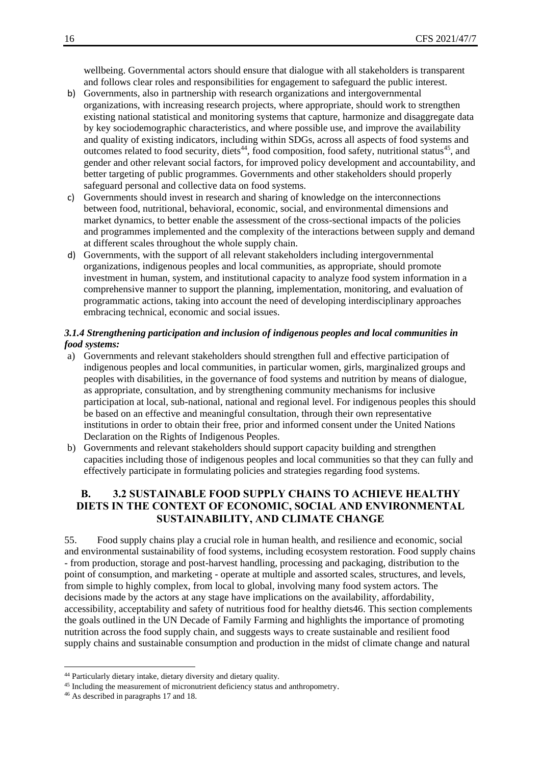wellbeing. Governmental actors should ensure that dialogue with all stakeholders is transparent and follows clear roles and responsibilities for engagement to safeguard the public interest.

b) Governments, also in partnership with research organizations and intergovernmental organizations, with increasing research projects, where appropriate, should work to strengthen existing national statistical and monitoring systems that capture, harmonize and disaggregate data by key sociodemographic characteristics, and where possible use, and improve the availability and quality of existing indicators, including within SDGs, across all aspects of food systems and outcomes related to food security, diets[44], food composition, food safety, nutritional status[45], and gender and other relevant social factors, for improved policy development and accountability, and better targeting of public programmes. Governments and other stakeholders should properly safeguard personal and collective data on food systems.

c) Governments should invest in research and sharing of knowledge on the interconnections between food, nutritional, behavioral, economic, social, and environmental dimensions and market dynamics, to better enable the assessment of the cross-sectional impacts of the policies and programmes implemented and the complexity of the interactions between supply and demand at different scales throughout the whole supply chain.

d) Governments, with the support of all relevant stakeholders including intergovernmental organizations, indigenous peoples and local communities, as appropriate, should promote investment in human, system, and institutional capacity to analyze food system information in a comprehensive manner to support the planning, implementation, monitoring, and evaluation of programmatic actions, taking into account the need of developing interdisciplinary approaches embracing technical, economic and social issues.

***3.1.4 Strengthening participation and inclusion of indigenous peoples and local communities in food systems:***

a) Governments and relevant stakeholders should strengthen full and effective participation of indigenous peoples and local communities, in particular women, girls, marginalized groups and peoples with disabilities, in the governance of food systems and nutrition by means of dialogue, as appropriate, consultation, and by strengthening community mechanisms for inclusive participation at local, sub-national, national and regional level. For indigenous peoples this should be based on an effective and meaningful consultation, through their own representative institutions in order to obtain their free, prior and informed consent under the United Nations Declaration on the Rights of Indigenous Peoples.

b) Governments and relevant stakeholders should support capacity building and strengthen capacities including those of indigenous peoples and local communities so that they can fully and effectively participate in formulating policies and strategies regarding food systems.

## B. 3.2 SUSTAINABLE FOOD SUPPLY CHAINS TO ACHIEVE HEALTHY DIETS IN THE CONTEXT OF ECONOMIC, SOCIAL AND ENVIRONMENTAL SUSTAINABILITY, AND CLIMATE CHANGE

55. Food supply chains play a crucial role in human health, and resilience and economic, social and environmental sustainability of food systems, including ecosystem restoration. Food supply chains - from production, storage and post-harvest handling, processing and packaging, distribution to the point of consumption, and marketing - operate at multiple and assorted scales, structures, and levels, from simple to highly complex, from local to global, involving many food system actors. The decisions made by the actors at any stage have implications on the availability, affordability, accessibility, acceptability and safety of nutritious food for healthy diets46. This section complements the goals outlined in the UN Decade of Family Farming and highlights the importance of promoting nutrition across the food supply chain, and suggests ways to create sustainable and resilient food supply chains and sustainable consumption and production in the midst of climate change and natural

---

[44] Particularly dietary intake, dietary diversity and dietary quality.

[45] Including the measurement of micronutrient deficiency status and anthropometry.

[46] As described in paragraphs 17 and 18.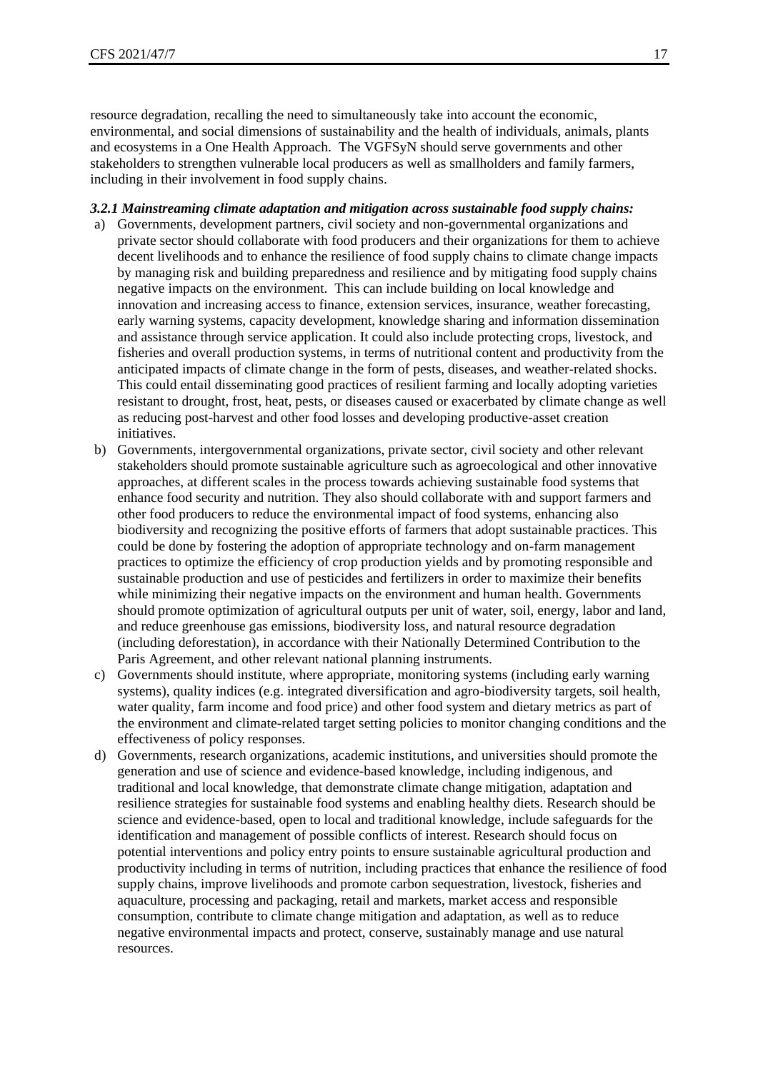resource degradation, recalling the need to simultaneously take into account the economic, environmental, and social dimensions of sustainability and the health of individuals, animals, plants and ecosystems in a One Health Approach. The VGFSyN should serve governments and other stakeholders to strengthen vulnerable local producers as well as smallholders and family farmers, including in their involvement in food supply chains.

***3.2.1 Mainstreaming climate adaptation and mitigation across sustainable food supply chains:***

a) Governments, development partners, civil society and non-governmental organizations and private sector should collaborate with food producers and their organizations for them to achieve decent livelihoods and to enhance the resilience of food supply chains to climate change impacts by managing risk and building preparedness and resilience and by mitigating food supply chains negative impacts on the environment. This can include building on local knowledge and innovation and increasing access to finance, extension services, insurance, weather forecasting, early warning systems, capacity development, knowledge sharing and information dissemination and assistance through service application. It could also include protecting crops, livestock, and fisheries and overall production systems, in terms of nutritional content and productivity from the anticipated impacts of climate change in the form of pests, diseases, and weather-related shocks. This could entail disseminating good practices of resilient farming and locally adopting varieties resistant to drought, frost, heat, pests, or diseases caused or exacerbated by climate change as well as reducing post-harvest and other food losses and developing productive-asset creation initiatives.

b) Governments, intergovernmental organizations, private sector, civil society and other relevant stakeholders should promote sustainable agriculture such as agroecological and other innovative approaches, at different scales in the process towards achieving sustainable food systems that enhance food security and nutrition. They also should collaborate with and support farmers and other food producers to reduce the environmental impact of food systems, enhancing also biodiversity and recognizing the positive efforts of farmers that adopt sustainable practices. This could be done by fostering the adoption of appropriate technology and on-farm management practices to optimize the efficiency of crop production yields and by promoting responsible and sustainable production and use of pesticides and fertilizers in order to maximize their benefits while minimizing their negative impacts on the environment and human health. Governments should promote optimization of agricultural outputs per unit of water, soil, energy, labor and land, and reduce greenhouse gas emissions, biodiversity loss, and natural resource degradation (including deforestation), in accordance with their Nationally Determined Contribution to the Paris Agreement, and other relevant national planning instruments.

c) Governments should institute, where appropriate, monitoring systems (including early warning systems), quality indices (e.g. integrated diversification and agro-biodiversity targets, soil health, water quality, farm income and food price) and other food system and dietary metrics as part of the environment and climate-related target setting policies to monitor changing conditions and the effectiveness of policy responses.

d) Governments, research organizations, academic institutions, and universities should promote the generation and use of science and evidence-based knowledge, including indigenous, and traditional and local knowledge, that demonstrate climate change mitigation, adaptation and resilience strategies for sustainable food systems and enabling healthy diets. Research should be science and evidence-based, open to local and traditional knowledge, include safeguards for the identification and management of possible conflicts of interest. Research should focus on potential interventions and policy entry points to ensure sustainable agricultural production and productivity including in terms of nutrition, including practices that enhance the resilience of food supply chains, improve livelihoods and promote carbon sequestration, livestock, fisheries and aquaculture, processing and packaging, retail and markets, market access and responsible consumption, contribute to climate change mitigation and adaptation, as well as to reduce negative environmental impacts and protect, conserve, sustainably manage and use natural resources.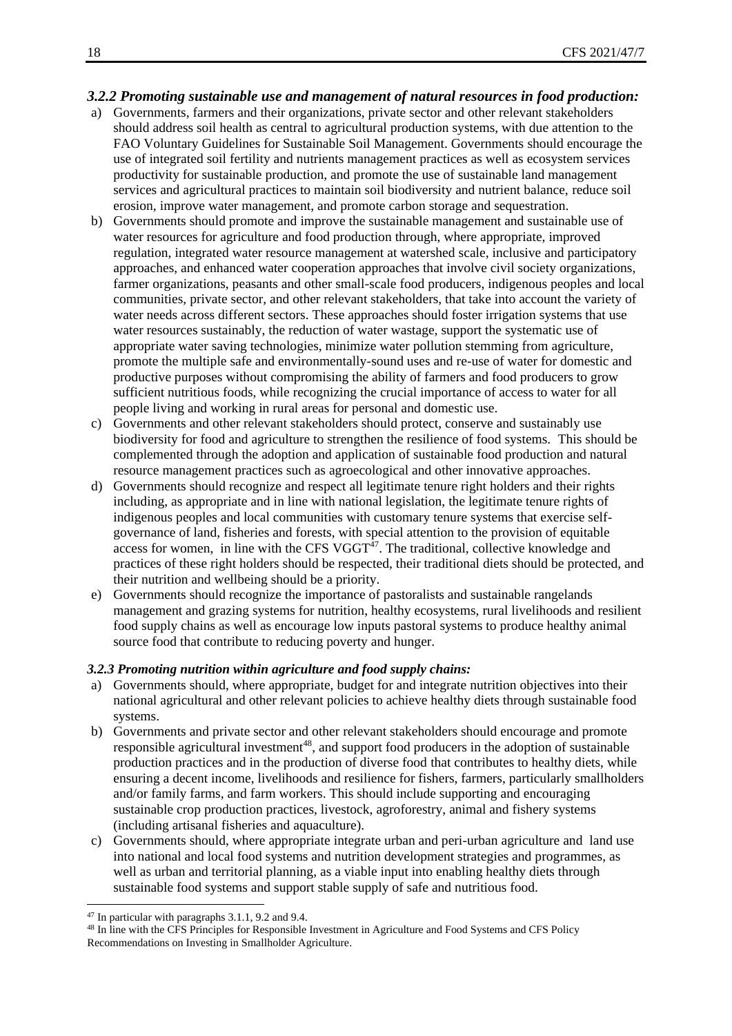### *3.2.2 Promoting sustainable use and management of natural resources in food production:*

a) Governments, farmers and their organizations, private sector and other relevant stakeholders should address soil health as central to agricultural production systems, with due attention to the FAO Voluntary Guidelines for Sustainable Soil Management. Governments should encourage the use of integrated soil fertility and nutrients management practices as well as ecosystem services productivity for sustainable production, and promote the use of sustainable land management services and agricultural practices to maintain soil biodiversity and nutrient balance, reduce soil erosion, improve water management, and promote carbon storage and sequestration.

b) Governments should promote and improve the sustainable management and sustainable use of water resources for agriculture and food production through, where appropriate, improved regulation, integrated water resource management at watershed scale, inclusive and participatory approaches, and enhanced water cooperation approaches that involve civil society organizations, farmer organizations, peasants and other small-scale food producers, indigenous peoples and local communities, private sector, and other relevant stakeholders, that take into account the variety of water needs across different sectors. These approaches should foster irrigation systems that use water resources sustainably, the reduction of water wastage, support the systematic use of appropriate water saving technologies, minimize water pollution stemming from agriculture, promote the multiple safe and environmentally-sound uses and re-use of water for domestic and productive purposes without compromising the ability of farmers and food producers to grow sufficient nutritious foods, while recognizing the crucial importance of access to water for all people living and working in rural areas for personal and domestic use.

c) Governments and other relevant stakeholders should protect, conserve and sustainably use biodiversity for food and agriculture to strengthen the resilience of food systems. This should be complemented through the adoption and application of sustainable food production and natural resource management practices such as agroecological and other innovative approaches.

d) Governments should recognize and respect all legitimate tenure right holders and their rights including, as appropriate and in line with national legislation, the legitimate tenure rights of indigenous peoples and local communities with customary tenure systems that exercise self-governance of land, fisheries and forests, with special attention to the provision of equitable access for women, in line with the CFS VGGT[47]. The traditional, collective knowledge and practices of these right holders should be respected, their traditional diets should be protected, and their nutrition and wellbeing should be a priority.

e) Governments should recognize the importance of pastoralists and sustainable rangelands management and grazing systems for nutrition, healthy ecosystems, rural livelihoods and resilient food supply chains as well as encourage low inputs pastoral systems to produce healthy animal source food that contribute to reducing poverty and hunger.

### *3.2.3 Promoting nutrition within agriculture and food supply chains:*

a) Governments should, where appropriate, budget for and integrate nutrition objectives into their national agricultural and other relevant policies to achieve healthy diets through sustainable food systems.

b) Governments and private sector and other relevant stakeholders should encourage and promote responsible agricultural investment[48], and support food producers in the adoption of sustainable production practices and in the production of diverse food that contributes to healthy diets, while ensuring a decent income, livelihoods and resilience for fishers, farmers, particularly smallholders and/or family farms, and farm workers. This should include supporting and encouraging sustainable crop production practices, livestock, agroforestry, animal and fishery systems (including artisanal fisheries and aquaculture).

c) Governments should, where appropriate integrate urban and peri-urban agriculture and land use into national and local food systems and nutrition development strategies and programmes, as well as urban and territorial planning, as a viable input into enabling healthy diets through sustainable food systems and support stable supply of safe and nutritious food.

---

[47] In particular with paragraphs 3.1.1, 9.2 and 9.4.

[48] In line with the CFS Principles for Responsible Investment in Agriculture and Food Systems and CFS Policy Recommendations on Investing in Smallholder Agriculture.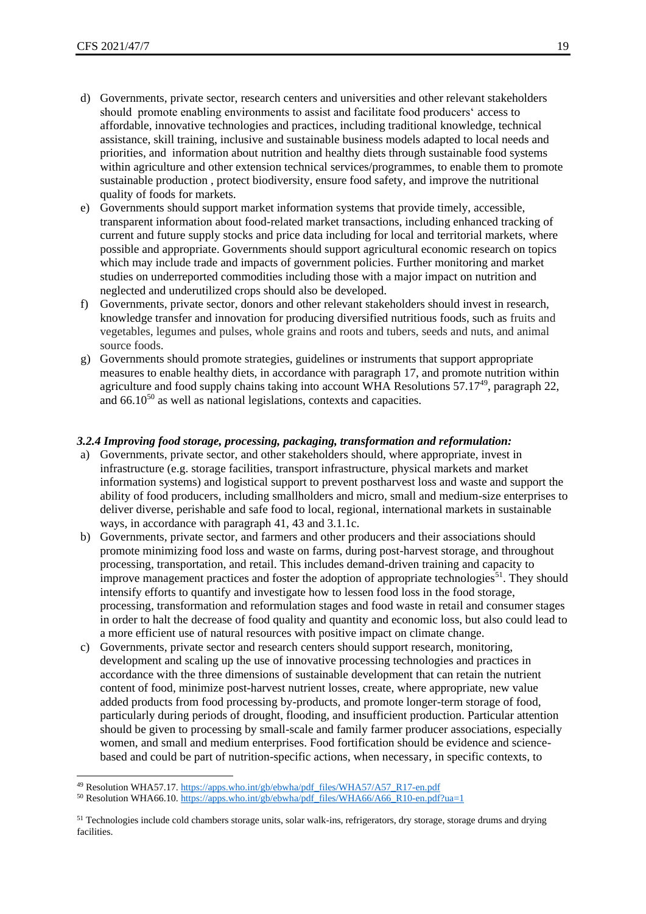d) Governments, private sector, research centers and universities and other relevant stakeholders should promote enabling environments to assist and facilitate food producers' access to affordable, innovative technologies and practices, including traditional knowledge, technical assistance, skill training, inclusive and sustainable business models adapted to local needs and priorities, and information about nutrition and healthy diets through sustainable food systems within agriculture and other extension technical services/programmes, to enable them to promote sustainable production , protect biodiversity, ensure food safety, and improve the nutritional quality of foods for markets.

e) Governments should support market information systems that provide timely, accessible, transparent information about food-related market transactions, including enhanced tracking of current and future supply stocks and price data including for local and territorial markets, where possible and appropriate. Governments should support agricultural economic research on topics which may include trade and impacts of government policies. Further monitoring and market studies on underreported commodities including those with a major impact on nutrition and neglected and underutilized crops should also be developed.

f) Governments, private sector, donors and other relevant stakeholders should invest in research, knowledge transfer and innovation for producing diversified nutritious foods, such as fruits and vegetables, legumes and pulses, whole grains and roots and tubers, seeds and nuts, and animal source foods.

g) Governments should promote strategies, guidelines or instruments that support appropriate measures to enable healthy diets, in accordance with paragraph 17, and promote nutrition within agriculture and food supply chains taking into account WHA Resolutions 57.17[49], paragraph 22, and 66.10[50] as well as national legislations, contexts and capacities.

### *3.2.4 Improving food storage, processing, packaging, transformation and reformulation:*

a) Governments, private sector, and other stakeholders should, where appropriate, invest in infrastructure (e.g. storage facilities, transport infrastructure, physical markets and market information systems) and logistical support to prevent postharvest loss and waste and support the ability of food producers, including smallholders and micro, small and medium-size enterprises to deliver diverse, perishable and safe food to local, regional, international markets in sustainable ways, in accordance with paragraph 41, 43 and 3.1.1c.

b) Governments, private sector, and farmers and other producers and their associations should promote minimizing food loss and waste on farms, during post-harvest storage, and throughout processing, transportation, and retail. This includes demand-driven training and capacity to improve management practices and foster the adoption of appropriate technologies[51]. They should intensify efforts to quantify and investigate how to lessen food loss in the food storage, processing, transformation and reformulation stages and food waste in retail and consumer stages in order to halt the decrease of food quality and quantity and economic loss, but also could lead to a more efficient use of natural resources with positive impact on climate change.

c) Governments, private sector and research centers should support research, monitoring, development and scaling up the use of innovative processing technologies and practices in accordance with the three dimensions of sustainable development that can retain the nutrient content of food, minimize post-harvest nutrient losses, create, where appropriate, new value added products from food processing by-products, and promote longer-term storage of food, particularly during periods of drought, flooding, and insufficient production. Particular attention should be given to processing by small-scale and family farmer producer associations, especially women, and small and medium enterprises. Food fortification should be evidence and science-based and could be part of nutrition-specific actions, when necessary, in specific contexts, to

---

[49] Resolution WHA57.17. https://apps.who.int/gb/ebwha/pdf_files/WHA57/A57_R17-en.pdf

[50] Resolution WHA66.10. https://apps.who.int/gb/ebwha/pdf_files/WHA66/A66_R10-en.pdf?ua=1

[51] Technologies include cold chambers storage units, solar walk-ins, refrigerators, dry storage, storage drums and drying facilities.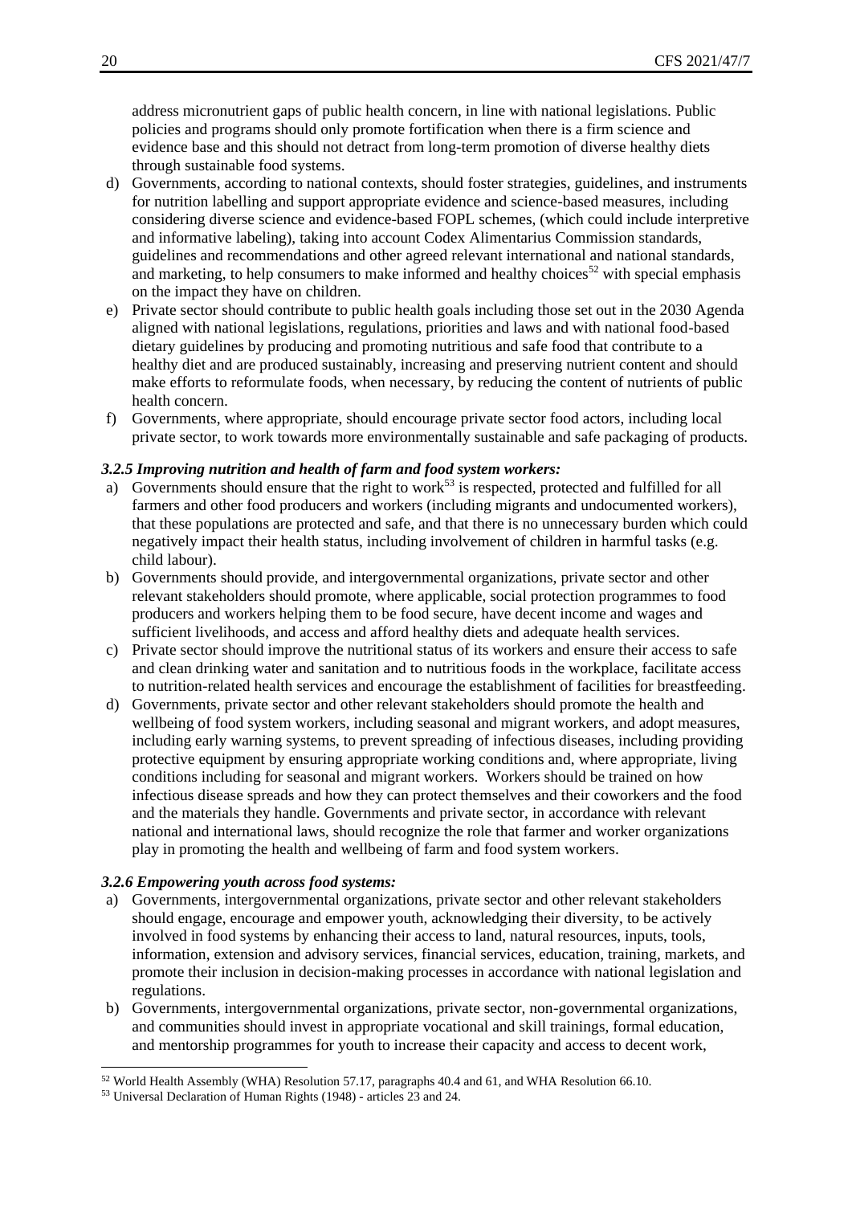address micronutrient gaps of public health concern, in line with national legislations. Public policies and programs should only promote fortification when there is a firm science and evidence base and this should not detract from long-term promotion of diverse healthy diets through sustainable food systems.

d) Governments, according to national contexts, should foster strategies, guidelines, and instruments for nutrition labelling and support appropriate evidence and science-based measures, including considering diverse science and evidence-based FOPL schemes, (which could include interpretive and informative labeling), taking into account Codex Alimentarius Commission standards, guidelines and recommendations and other agreed relevant international and national standards, and marketing, to help consumers to make informed and healthy choices[52] with special emphasis on the impact they have on children.

e) Private sector should contribute to public health goals including those set out in the 2030 Agenda aligned with national legislations, regulations, priorities and laws and with national food-based dietary guidelines by producing and promoting nutritious and safe food that contribute to a healthy diet and are produced sustainably, increasing and preserving nutrient content and should make efforts to reformulate foods, when necessary, by reducing the content of nutrients of public health concern.

f) Governments, where appropriate, should encourage private sector food actors, including local private sector, to work towards more environmentally sustainable and safe packaging of products.

### *3.2.5 Improving nutrition and health of farm and food system workers:*

a) Governments should ensure that the right to work[53] is respected, protected and fulfilled for all farmers and other food producers and workers (including migrants and undocumented workers), that these populations are protected and safe, and that there is no unnecessary burden which could negatively impact their health status, including involvement of children in harmful tasks (e.g. child labour).

b) Governments should provide, and intergovernmental organizations, private sector and other relevant stakeholders should promote, where applicable, social protection programmes to food producers and workers helping them to be food secure, have decent income and wages and sufficient livelihoods, and access and afford healthy diets and adequate health services.

c) Private sector should improve the nutritional status of its workers and ensure their access to safe and clean drinking water and sanitation and to nutritious foods in the workplace, facilitate access to nutrition-related health services and encourage the establishment of facilities for breastfeeding.

d) Governments, private sector and other relevant stakeholders should promote the health and wellbeing of food system workers, including seasonal and migrant workers, and adopt measures, including early warning systems, to prevent spreading of infectious diseases, including providing protective equipment by ensuring appropriate working conditions and, where appropriate, living conditions including for seasonal and migrant workers. Workers should be trained on how infectious disease spreads and how they can protect themselves and their coworkers and the food and the materials they handle. Governments and private sector, in accordance with relevant national and international laws, should recognize the role that farmer and worker organizations play in promoting the health and wellbeing of farm and food system workers.

### *3.2.6 Empowering youth across food systems:*

a) Governments, intergovernmental organizations, private sector and other relevant stakeholders should engage, encourage and empower youth, acknowledging their diversity, to be actively involved in food systems by enhancing their access to land, natural resources, inputs, tools, information, extension and advisory services, financial services, education, training, markets, and promote their inclusion in decision-making processes in accordance with national legislation and regulations.

b) Governments, intergovernmental organizations, private sector, non-governmental organizations, and communities should invest in appropriate vocational and skill trainings, formal education, and mentorship programmes for youth to increase their capacity and access to decent work,

---

[52] World Health Assembly (WHA) Resolution 57.17, paragraphs 40.4 and 61, and WHA Resolution 66.10.

[53] Universal Declaration of Human Rights (1948) - articles 23 and 24.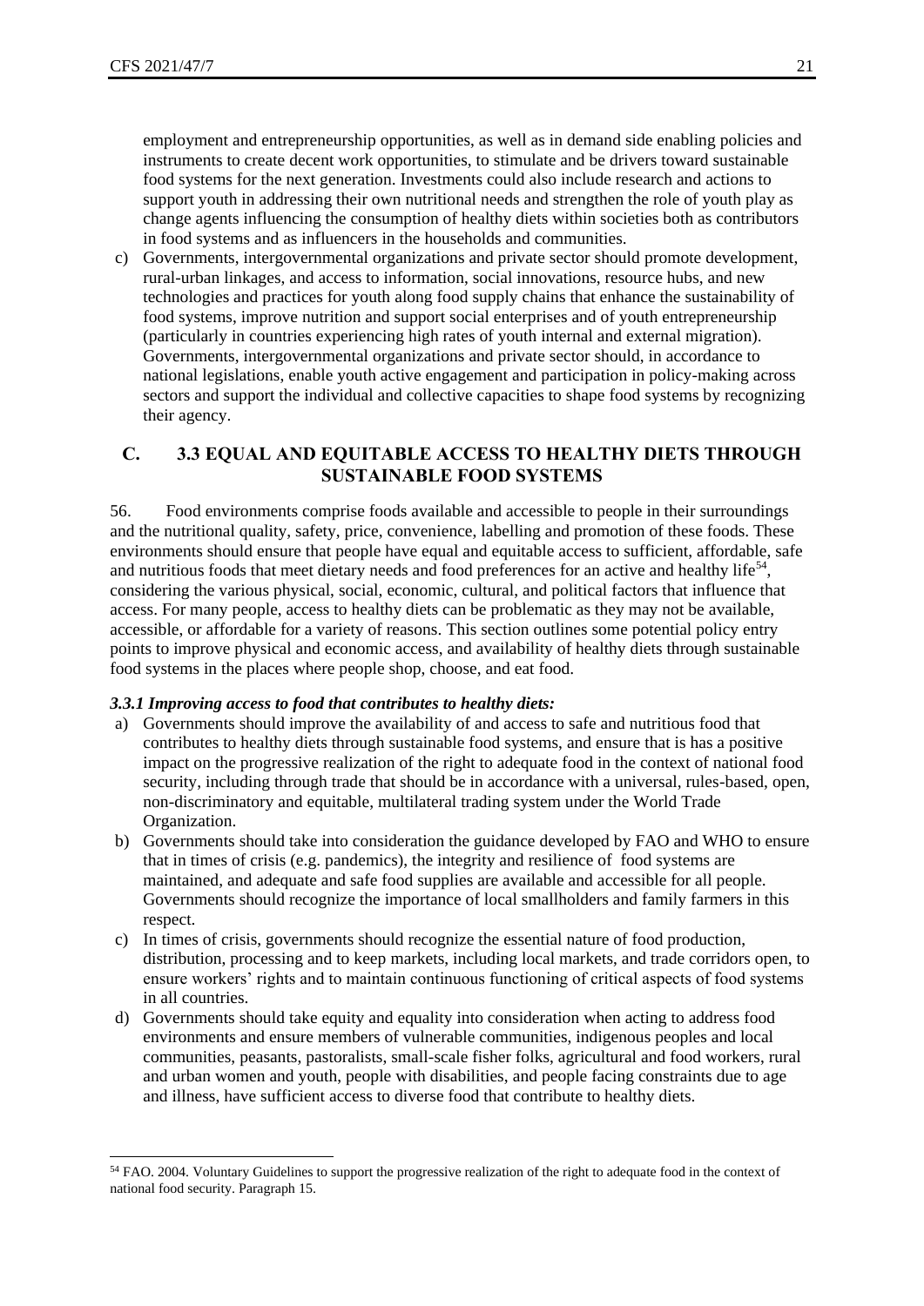employment and entrepreneurship opportunities, as well as in demand side enabling policies and instruments to create decent work opportunities, to stimulate and be drivers toward sustainable food systems for the next generation. Investments could also include research and actions to support youth in addressing their own nutritional needs and strengthen the role of youth play as change agents influencing the consumption of healthy diets within societies both as contributors in food systems and as influencers in the households and communities.

c) Governments, intergovernmental organizations and private sector should promote development, rural-urban linkages, and access to information, social innovations, resource hubs, and new technologies and practices for youth along food supply chains that enhance the sustainability of food systems, improve nutrition and support social enterprises and of youth entrepreneurship (particularly in countries experiencing high rates of youth internal and external migration). Governments, intergovernmental organizations and private sector should, in accordance to national legislations, enable youth active engagement and participation in policy-making across sectors and support the individual and collective capacities to shape food systems by recognizing their agency.

## C. 3.3 EQUAL AND EQUITABLE ACCESS TO HEALTHY DIETS THROUGH SUSTAINABLE FOOD SYSTEMS

56. Food environments comprise foods available and accessible to people in their surroundings and the nutritional quality, safety, price, convenience, labelling and promotion of these foods. These environments should ensure that people have equal and equitable access to sufficient, affordable, safe and nutritious foods that meet dietary needs and food preferences for an active and healthy life[54], considering the various physical, social, economic, cultural, and political factors that influence that access. For many people, access to healthy diets can be problematic as they may not be available, accessible, or affordable for a variety of reasons. This section outlines some potential policy entry points to improve physical and economic access, and availability of healthy diets through sustainable food systems in the places where people shop, choose, and eat food.

### *3.3.1 Improving access to food that contributes to healthy diets:*

a) Governments should improve the availability of and access to safe and nutritious food that contributes to healthy diets through sustainable food systems, and ensure that is has a positive impact on the progressive realization of the right to adequate food in the context of national food security, including through trade that should be in accordance with a universal, rules-based, open, non-discriminatory and equitable, multilateral trading system under the World Trade Organization.

b) Governments should take into consideration the guidance developed by FAO and WHO to ensure that in times of crisis (e.g. pandemics), the integrity and resilience of food systems are maintained, and adequate and safe food supplies are available and accessible for all people. Governments should recognize the importance of local smallholders and family farmers in this respect.

c) In times of crisis, governments should recognize the essential nature of food production, distribution, processing and to keep markets, including local markets, and trade corridors open, to ensure workers' rights and to maintain continuous functioning of critical aspects of food systems in all countries.

d) Governments should take equity and equality into consideration when acting to address food environments and ensure members of vulnerable communities, indigenous peoples and local communities, peasants, pastoralists, small-scale fisher folks, agricultural and food workers, rural and urban women and youth, people with disabilities, and people facing constraints due to age and illness, have sufficient access to diverse food that contribute to healthy diets.

---

[54] FAO. 2004. Voluntary Guidelines to support the progressive realization of the right to adequate food in the context of national food security. Paragraph 15.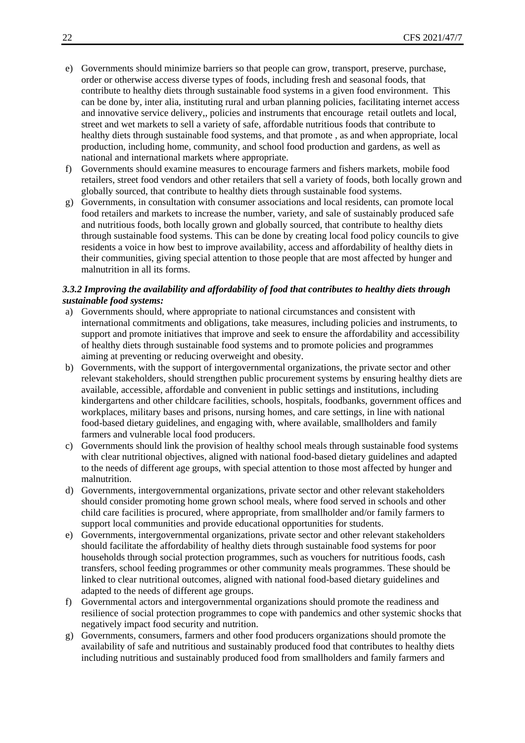e) Governments should minimize barriers so that people can grow, transport, preserve, purchase, order or otherwise access diverse types of foods, including fresh and seasonal foods, that contribute to healthy diets through sustainable food systems in a given food environment. This can be done by, inter alia, instituting rural and urban planning policies, facilitating internet access and innovative service delivery,, policies and instruments that encourage retail outlets and local, street and wet markets to sell a variety of safe, affordable nutritious foods that contribute to healthy diets through sustainable food systems, and that promote , as and when appropriate, local production, including home, community, and school food production and gardens, as well as national and international markets where appropriate.

f) Governments should examine measures to encourage farmers and fishers markets, mobile food retailers, street food vendors and other retailers that sell a variety of foods, both locally grown and globally sourced, that contribute to healthy diets through sustainable food systems.

g) Governments, in consultation with consumer associations and local residents, can promote local food retailers and markets to increase the number, variety, and sale of sustainably produced safe and nutritious foods, both locally grown and globally sourced, that contribute to healthy diets through sustainable food systems. This can be done by creating local food policy councils to give residents a voice in how best to improve availability, access and affordability of healthy diets in their communities, giving special attention to those people that are most affected by hunger and malnutrition in all its forms.

***3.3.2 Improving the availability and affordability of food that contributes to healthy diets through sustainable food systems:***

a) Governments should, where appropriate to national circumstances and consistent with international commitments and obligations, take measures, including policies and instruments, to support and promote initiatives that improve and seek to ensure the affordability and accessibility of healthy diets through sustainable food systems and to promote policies and programmes aiming at preventing or reducing overweight and obesity.

b) Governments, with the support of intergovernmental organizations, the private sector and other relevant stakeholders, should strengthen public procurement systems by ensuring healthy diets are available, accessible, affordable and convenient in public settings and institutions, including kindergartens and other childcare facilities, schools, hospitals, foodbanks, government offices and workplaces, military bases and prisons, nursing homes, and care settings, in line with national food-based dietary guidelines, and engaging with, where available, smallholders and family farmers and vulnerable local food producers.

c) Governments should link the provision of healthy school meals through sustainable food systems with clear nutritional objectives, aligned with national food-based dietary guidelines and adapted to the needs of different age groups, with special attention to those most affected by hunger and malnutrition.

d) Governments, intergovernmental organizations, private sector and other relevant stakeholders should consider promoting home grown school meals, where food served in schools and other child care facilities is procured, where appropriate, from smallholder and/or family farmers to support local communities and provide educational opportunities for students.

e) Governments, intergovernmental organizations, private sector and other relevant stakeholders should facilitate the affordability of healthy diets through sustainable food systems for poor households through social protection programmes, such as vouchers for nutritious foods, cash transfers, school feeding programmes or other community meals programmes. These should be linked to clear nutritional outcomes, aligned with national food-based dietary guidelines and adapted to the needs of different age groups.

f) Governmental actors and intergovernmental organizations should promote the readiness and resilience of social protection programmes to cope with pandemics and other systemic shocks that negatively impact food security and nutrition.

g) Governments, consumers, farmers and other food producers organizations should promote the availability of safe and nutritious and sustainably produced food that contributes to healthy diets including nutritious and sustainably produced food from smallholders and family farmers and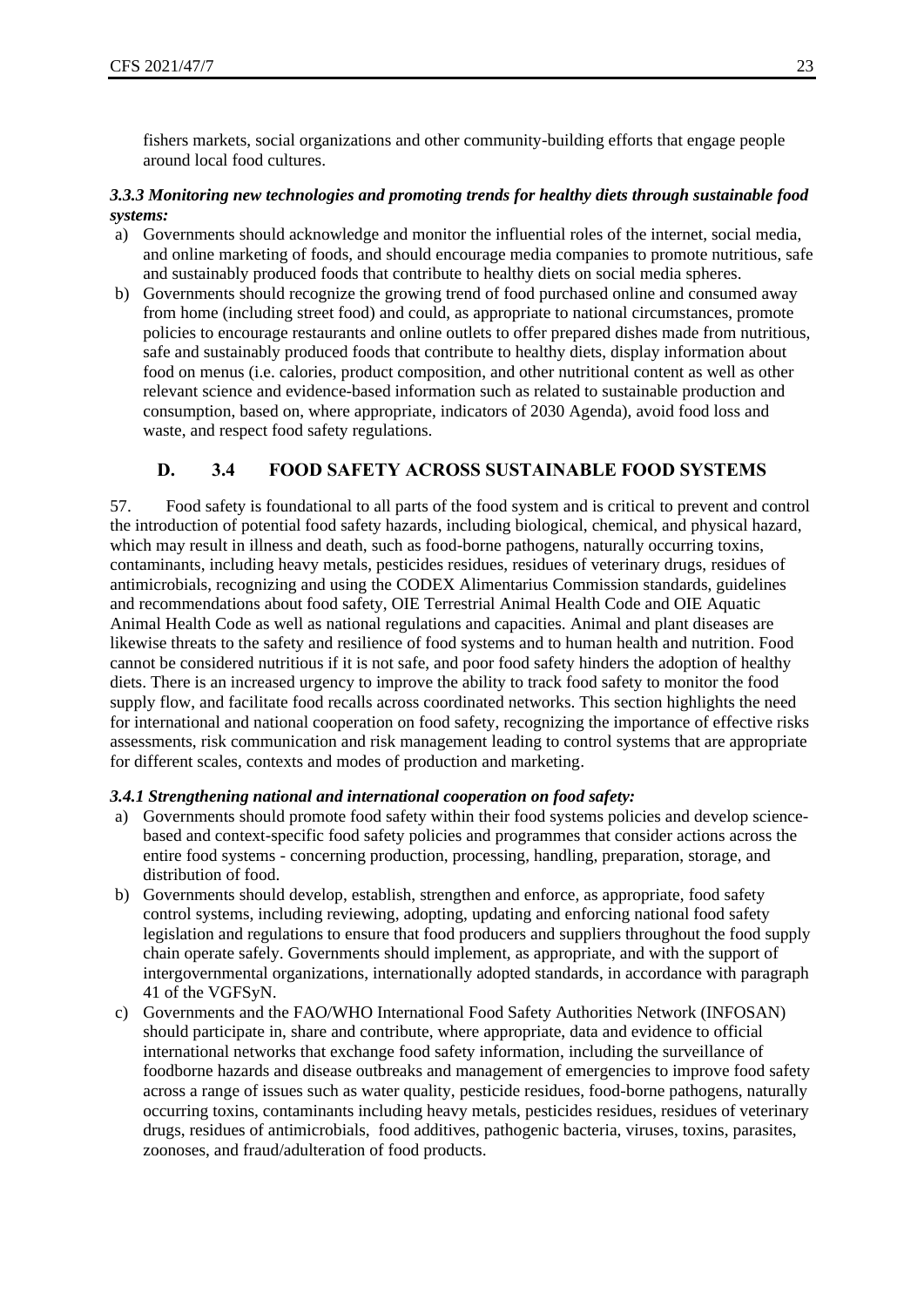fishers markets, social organizations and other community-building efforts that engage people around local food cultures.

***3.3.3 Monitoring new technologies and promoting trends for healthy diets through sustainable food systems:***

a) Governments should acknowledge and monitor the influential roles of the internet, social media, and online marketing of foods, and should encourage media companies to promote nutritious, safe and sustainably produced foods that contribute to healthy diets on social media spheres.

b) Governments should recognize the growing trend of food purchased online and consumed away from home (including street food) and could, as appropriate to national circumstances, promote policies to encourage restaurants and online outlets to offer prepared dishes made from nutritious, safe and sustainably produced foods that contribute to healthy diets, display information about food on menus (i.e. calories, product composition, and other nutritional content as well as other relevant science and evidence-based information such as related to sustainable production and consumption, based on, where appropriate, indicators of 2030 Agenda), avoid food loss and waste, and respect food safety regulations.

## D. 3.4 FOOD SAFETY ACROSS SUSTAINABLE FOOD SYSTEMS

57. Food safety is foundational to all parts of the food system and is critical to prevent and control the introduction of potential food safety hazards, including biological, chemical, and physical hazard, which may result in illness and death, such as food-borne pathogens, naturally occurring toxins, contaminants, including heavy metals, pesticides residues, residues of veterinary drugs, residues of antimicrobials, recognizing and using the CODEX Alimentarius Commission standards, guidelines and recommendations about food safety, OIE Terrestrial Animal Health Code and OIE Aquatic Animal Health Code as well as national regulations and capacities. Animal and plant diseases are likewise threats to the safety and resilience of food systems and to human health and nutrition. Food cannot be considered nutritious if it is not safe, and poor food safety hinders the adoption of healthy diets. There is an increased urgency to improve the ability to track food safety to monitor the food supply flow, and facilitate food recalls across coordinated networks. This section highlights the need for international and national cooperation on food safety, recognizing the importance of effective risks assessments, risk communication and risk management leading to control systems that are appropriate for different scales, contexts and modes of production and marketing.

***3.4.1 Strengthening national and international cooperation on food safety:***

a) Governments should promote food safety within their food systems policies and develop science-based and context-specific food safety policies and programmes that consider actions across the entire food systems - concerning production, processing, handling, preparation, storage, and distribution of food.

b) Governments should develop, establish, strengthen and enforce, as appropriate, food safety control systems, including reviewing, adopting, updating and enforcing national food safety legislation and regulations to ensure that food producers and suppliers throughout the food supply chain operate safely. Governments should implement, as appropriate, and with the support of intergovernmental organizations, internationally adopted standards, in accordance with paragraph 41 of the VGFSyN.

c) Governments and the FAO/WHO International Food Safety Authorities Network (INFOSAN) should participate in, share and contribute, where appropriate, data and evidence to official international networks that exchange food safety information, including the surveillance of foodborne hazards and disease outbreaks and management of emergencies to improve food safety across a range of issues such as water quality, pesticide residues, food-borne pathogens, naturally occurring toxins, contaminants including heavy metals, pesticides residues, residues of veterinary drugs, residues of antimicrobials, food additives, pathogenic bacteria, viruses, toxins, parasites, zoonoses, and fraud/adulteration of food products.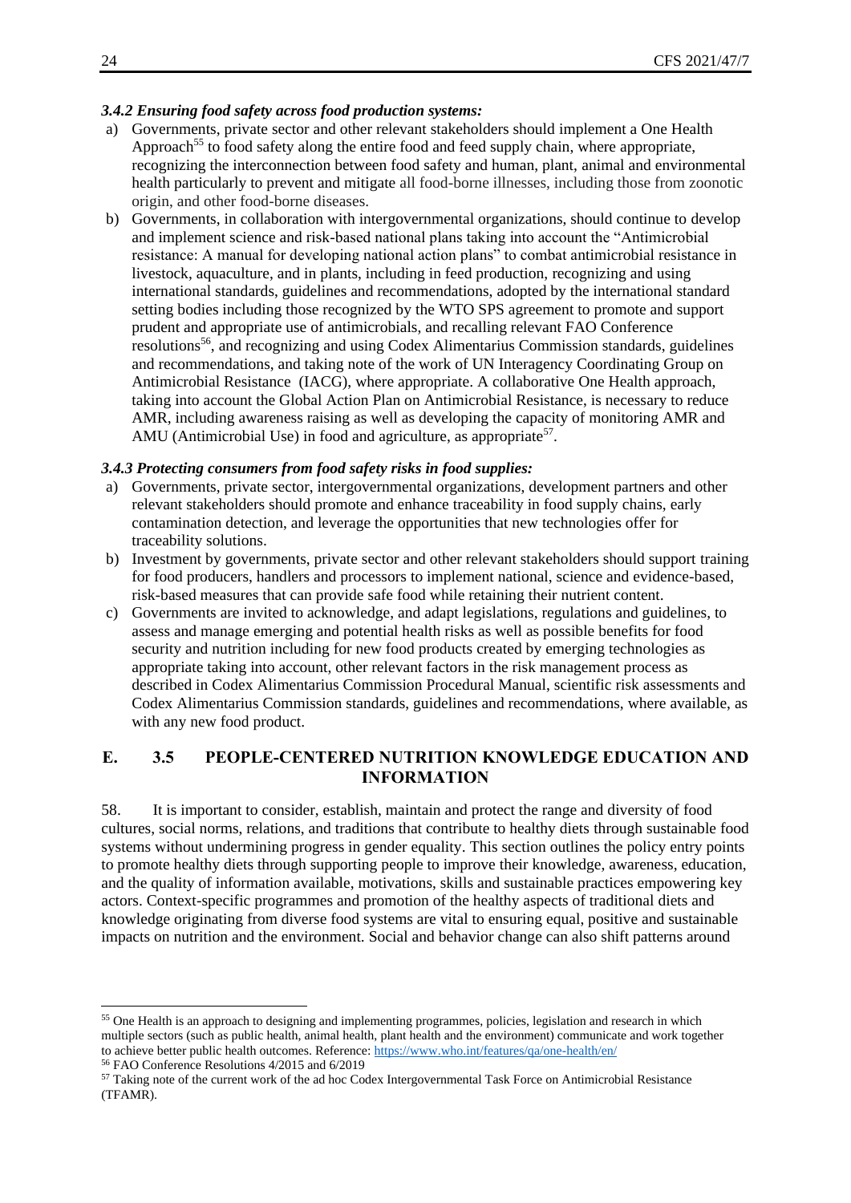### *3.4.2 Ensuring food safety across food production systems:*

a) Governments, private sector and other relevant stakeholders should implement a One Health Approach[55] to food safety along the entire food and feed supply chain, where appropriate, recognizing the interconnection between food safety and human, plant, animal and environmental health particularly to prevent and mitigate all food-borne illnesses, including those from zoonotic origin, and other food-borne diseases.

b) Governments, in collaboration with intergovernmental organizations, should continue to develop and implement science and risk-based national plans taking into account the "Antimicrobial resistance: A manual for developing national action plans" to combat antimicrobial resistance in livestock, aquaculture, and in plants, including in feed production, recognizing and using international standards, guidelines and recommendations, adopted by the international standard setting bodies including those recognized by the WTO SPS agreement to promote and support prudent and appropriate use of antimicrobials, and recalling relevant FAO Conference resolutions[56], and recognizing and using Codex Alimentarius Commission standards, guidelines and recommendations, and taking note of the work of UN Interagency Coordinating Group on Antimicrobial Resistance (IACG), where appropriate. A collaborative One Health approach, taking into account the Global Action Plan on Antimicrobial Resistance, is necessary to reduce AMR, including awareness raising as well as developing the capacity of monitoring AMR and AMU (Antimicrobial Use) in food and agriculture, as appropriate[57].

### *3.4.3 Protecting consumers from food safety risks in food supplies:*

a) Governments, private sector, intergovernmental organizations, development partners and other relevant stakeholders should promote and enhance traceability in food supply chains, early contamination detection, and leverage the opportunities that new technologies offer for traceability solutions.

b) Investment by governments, private sector and other relevant stakeholders should support training for food producers, handlers and processors to implement national, science and evidence-based, risk-based measures that can provide safe food while retaining their nutrient content.

c) Governments are invited to acknowledge, and adapt legislations, regulations and guidelines, to assess and manage emerging and potential health risks as well as possible benefits for food security and nutrition including for new food products created by emerging technologies as appropriate taking into account, other relevant factors in the risk management process as described in Codex Alimentarius Commission Procedural Manual, scientific risk assessments and Codex Alimentarius Commission standards, guidelines and recommendations, where available, as with any new food product.

## E. 3.5 PEOPLE-CENTERED NUTRITION KNOWLEDGE EDUCATION AND INFORMATION

58. It is important to consider, establish, maintain and protect the range and diversity of food cultures, social norms, relations, and traditions that contribute to healthy diets through sustainable food systems without undermining progress in gender equality. This section outlines the policy entry points to promote healthy diets through supporting people to improve their knowledge, awareness, education, and the quality of information available, motivations, skills and sustainable practices empowering key actors. Context-specific programmes and promotion of the healthy aspects of traditional diets and knowledge originating from diverse food systems are vital to ensuring equal, positive and sustainable impacts on nutrition and the environment. Social and behavior change can also shift patterns around

---

[55] One Health is an approach to designing and implementing programmes, policies, legislation and research in which multiple sectors (such as public health, animal health, plant health and the environment) communicate and work together to achieve better public health outcomes. Reference: https://www.who.int/features/qa/one-health/en/

[56] FAO Conference Resolutions 4/2015 and 6/2019

[57] Taking note of the current work of the ad hoc Codex Intergovernmental Task Force on Antimicrobial Resistance (TFAMR).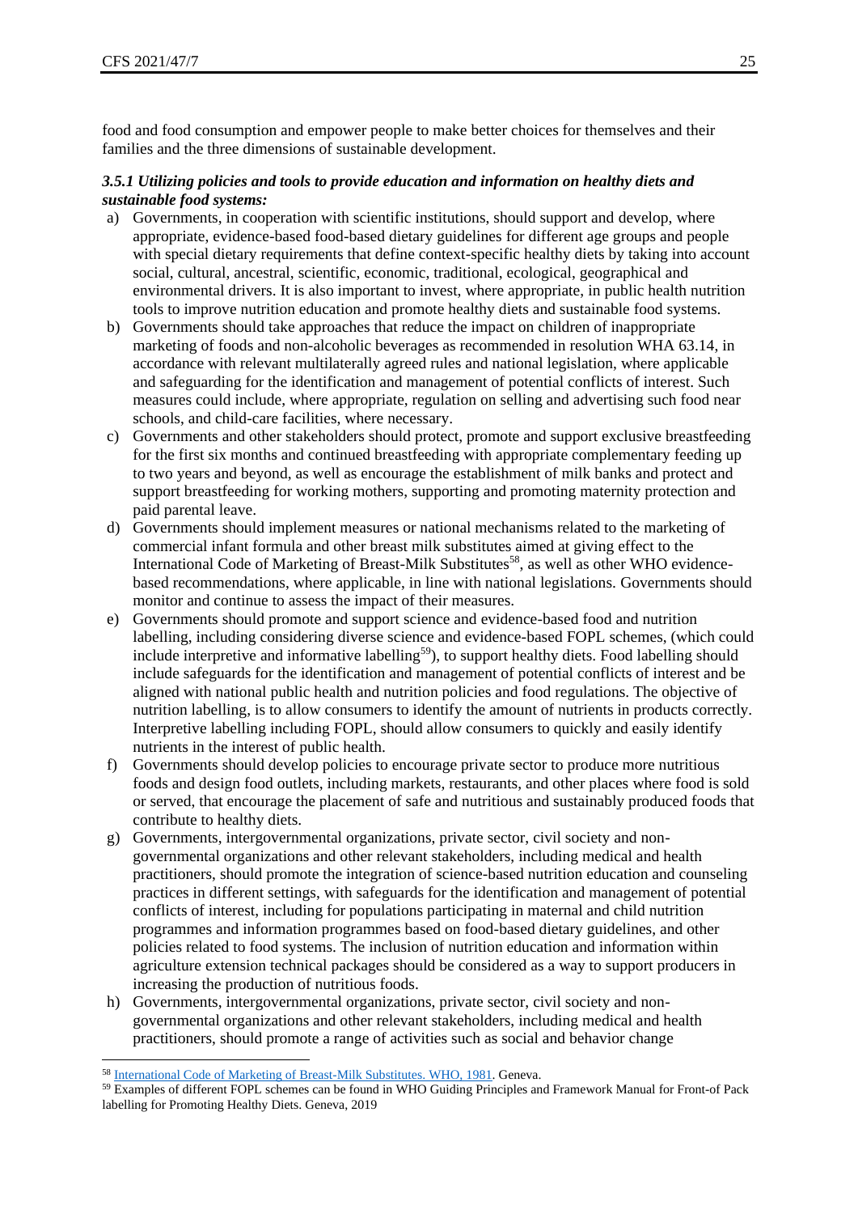food and food consumption and empower people to make better choices for themselves and their families and the three dimensions of sustainable development.

***3.5.1 Utilizing policies and tools to provide education and information on healthy diets and sustainable food systems:***

a) Governments, in cooperation with scientific institutions, should support and develop, where appropriate, evidence-based food-based dietary guidelines for different age groups and people with special dietary requirements that define context-specific healthy diets by taking into account social, cultural, ancestral, scientific, economic, traditional, ecological, geographical and environmental drivers. It is also important to invest, where appropriate, in public health nutrition tools to improve nutrition education and promote healthy diets and sustainable food systems.

b) Governments should take approaches that reduce the impact on children of inappropriate marketing of foods and non-alcoholic beverages as recommended in resolution WHA 63.14, in accordance with relevant multilaterally agreed rules and national legislation, where applicable and safeguarding for the identification and management of potential conflicts of interest. Such measures could include, where appropriate, regulation on selling and advertising such food near schools, and child-care facilities, where necessary.

c) Governments and other stakeholders should protect, promote and support exclusive breastfeeding for the first six months and continued breastfeeding with appropriate complementary feeding up to two years and beyond, as well as encourage the establishment of milk banks and protect and support breastfeeding for working mothers, supporting and promoting maternity protection and paid parental leave.

d) Governments should implement measures or national mechanisms related to the marketing of commercial infant formula and other breast milk substitutes aimed at giving effect to the International Code of Marketing of Breast-Milk Substitutes[58], as well as other WHO evidence-based recommendations, where applicable, in line with national legislations. Governments should monitor and continue to assess the impact of their measures.

e) Governments should promote and support science and evidence-based food and nutrition labelling, including considering diverse science and evidence-based FOPL schemes, (which could include interpretive and informative labelling[59]), to support healthy diets. Food labelling should include safeguards for the identification and management of potential conflicts of interest and be aligned with national public health and nutrition policies and food regulations. The objective of nutrition labelling, is to allow consumers to identify the amount of nutrients in products correctly. Interpretive labelling including FOPL, should allow consumers to quickly and easily identify nutrients in the interest of public health.

f) Governments should develop policies to encourage private sector to produce more nutritious foods and design food outlets, including markets, restaurants, and other places where food is sold or served, that encourage the placement of safe and nutritious and sustainably produced foods that contribute to healthy diets.

g) Governments, intergovernmental organizations, private sector, civil society and non-governmental organizations and other relevant stakeholders, including medical and health practitioners, should promote the integration of science-based nutrition education and counseling practices in different settings, with safeguards for the identification and management of potential conflicts of interest, including for populations participating in maternal and child nutrition programmes and information programmes based on food-based dietary guidelines, and other policies related to food systems. The inclusion of nutrition education and information within agriculture extension technical packages should be considered as a way to support producers in increasing the production of nutritious foods.

h) Governments, intergovernmental organizations, private sector, civil society and non-governmental organizations and other relevant stakeholders, including medical and health practitioners, should promote a range of activities such as social and behavior change

---

[58] International Code of Marketing of Breast-Milk Substitutes. WHO, 1981. Geneva.

[59] Examples of different FOPL schemes can be found in WHO Guiding Principles and Framework Manual for Front-of Pack labelling for Promoting Healthy Diets. Geneva, 2019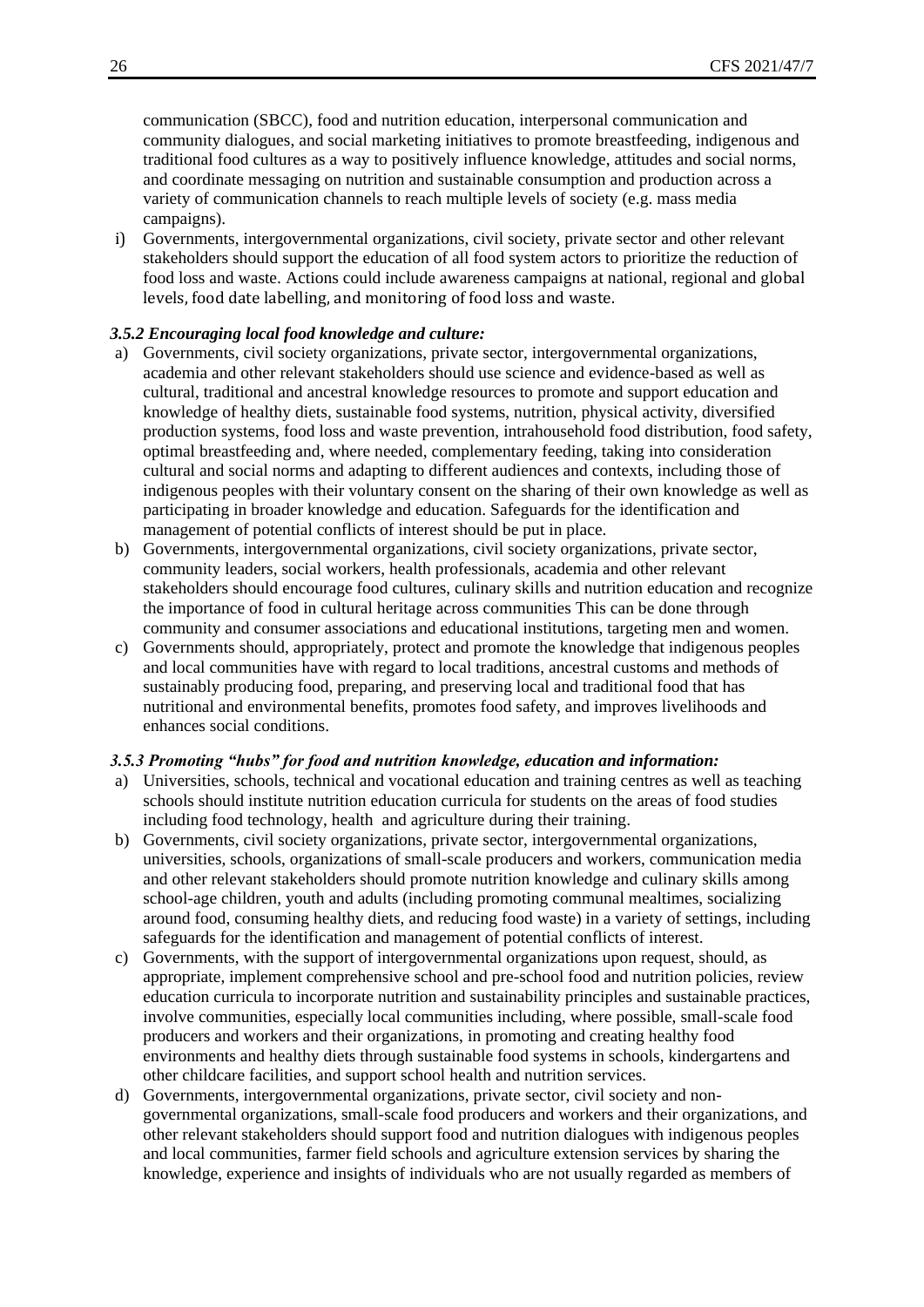communication (SBCC), food and nutrition education, interpersonal communication and community dialogues, and social marketing initiatives to promote breastfeeding, indigenous and traditional food cultures as a way to positively influence knowledge, attitudes and social norms, and coordinate messaging on nutrition and sustainable consumption and production across a variety of communication channels to reach multiple levels of society (e.g. mass media campaigns).

i) Governments, intergovernmental organizations, civil society, private sector and other relevant stakeholders should support the education of all food system actors to prioritize the reduction of food loss and waste. Actions could include awareness campaigns at national, regional and global levels, food date labelling, and monitoring of food loss and waste.

### *3.5.2 Encouraging local food knowledge and culture:*

a) Governments, civil society organizations, private sector, intergovernmental organizations, academia and other relevant stakeholders should use science and evidence-based as well as cultural, traditional and ancestral knowledge resources to promote and support education and knowledge of healthy diets, sustainable food systems, nutrition, physical activity, diversified production systems, food loss and waste prevention, intrahousehold food distribution, food safety, optimal breastfeeding and, where needed, complementary feeding, taking into consideration cultural and social norms and adapting to different audiences and contexts, including those of indigenous peoples with their voluntary consent on the sharing of their own knowledge as well as participating in broader knowledge and education. Safeguards for the identification and management of potential conflicts of interest should be put in place.

b) Governments, intergovernmental organizations, civil society organizations, private sector, community leaders, social workers, health professionals, academia and other relevant stakeholders should encourage food cultures, culinary skills and nutrition education and recognize the importance of food in cultural heritage across communities This can be done through community and consumer associations and educational institutions, targeting men and women.

c) Governments should, appropriately, protect and promote the knowledge that indigenous peoples and local communities have with regard to local traditions, ancestral customs and methods of sustainably producing food, preparing, and preserving local and traditional food that has nutritional and environmental benefits, promotes food safety, and improves livelihoods and enhances social conditions.

### *3.5.3 Promoting "hubs" for food and nutrition knowledge, education and information:*

a) Universities, schools, technical and vocational education and training centres as well as teaching schools should institute nutrition education curricula for students on the areas of food studies including food technology, health and agriculture during their training.

b) Governments, civil society organizations, private sector, intergovernmental organizations, universities, schools, organizations of small-scale producers and workers, communication media and other relevant stakeholders should promote nutrition knowledge and culinary skills among school-age children, youth and adults (including promoting communal mealtimes, socializing around food, consuming healthy diets, and reducing food waste) in a variety of settings, including safeguards for the identification and management of potential conflicts of interest.

c) Governments, with the support of intergovernmental organizations upon request, should, as appropriate, implement comprehensive school and pre-school food and nutrition policies, review education curricula to incorporate nutrition and sustainability principles and sustainable practices, involve communities, especially local communities including, where possible, small-scale food producers and workers and their organizations, in promoting and creating healthy food environments and healthy diets through sustainable food systems in schools, kindergartens and other childcare facilities, and support school health and nutrition services.

d) Governments, intergovernmental organizations, private sector, civil society and non-governmental organizations, small-scale food producers and workers and their organizations, and other relevant stakeholders should support food and nutrition dialogues with indigenous peoples and local communities, farmer field schools and agriculture extension services by sharing the knowledge, experience and insights of individuals who are not usually regarded as members of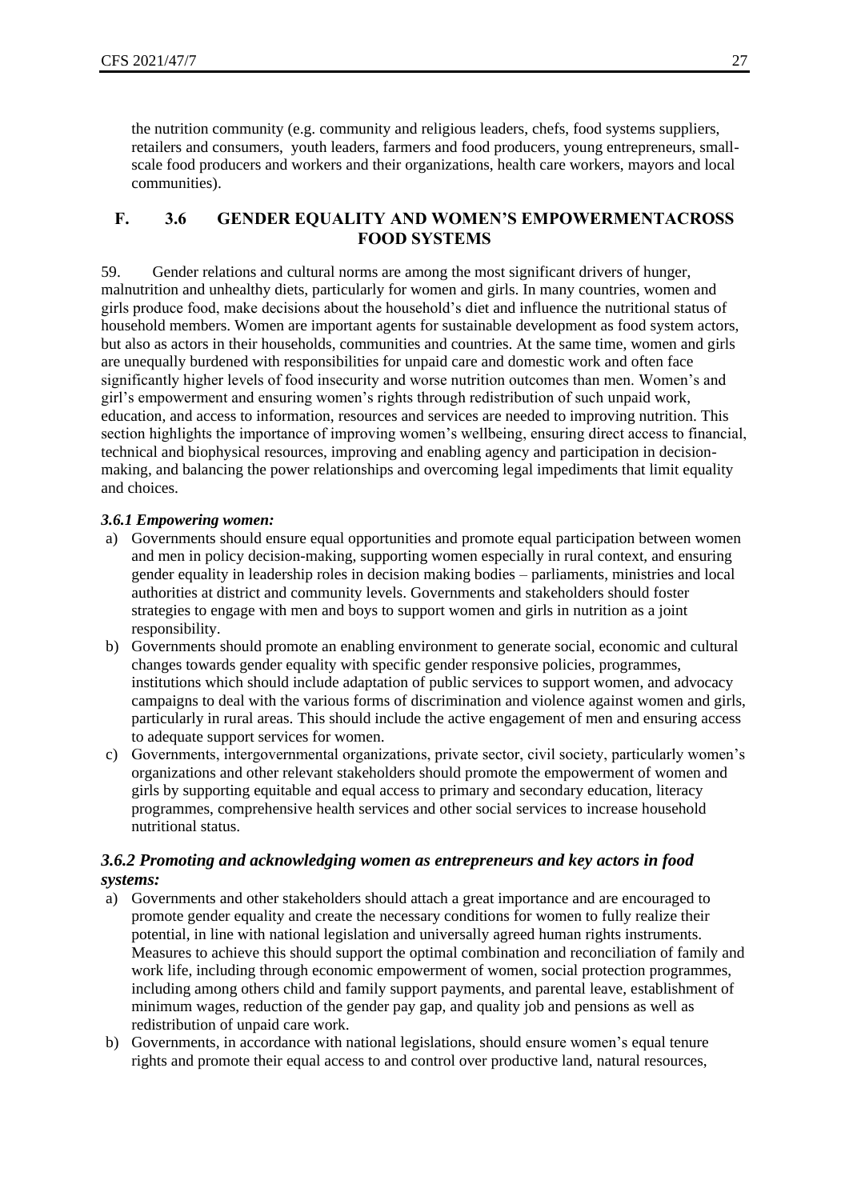the nutrition community (e.g. community and religious leaders, chefs, food systems suppliers, retailers and consumers, youth leaders, farmers and food producers, young entrepreneurs, small-scale food producers and workers and their organizations, health care workers, mayors and local communities).

## F. 3.6 GENDER EQUALITY AND WOMEN'S EMPOWERMENTACROSS FOOD SYSTEMS

59. Gender relations and cultural norms are among the most significant drivers of hunger, malnutrition and unhealthy diets, particularly for women and girls. In many countries, women and girls produce food, make decisions about the household's diet and influence the nutritional status of household members. Women are important agents for sustainable development as food system actors, but also as actors in their households, communities and countries. At the same time, women and girls are unequally burdened with responsibilities for unpaid care and domestic work and often face significantly higher levels of food insecurity and worse nutrition outcomes than men. Women's and girl's empowerment and ensuring women's rights through redistribution of such unpaid work, education, and access to information, resources and services are needed to improving nutrition. This section highlights the importance of improving women's wellbeing, ensuring direct access to financial, technical and biophysical resources, improving and enabling agency and participation in decision-making, and balancing the power relationships and overcoming legal impediments that limit equality and choices.

### *3.6.1 Empowering women:*

a) Governments should ensure equal opportunities and promote equal participation between women and men in policy decision-making, supporting women especially in rural context, and ensuring gender equality in leadership roles in decision making bodies – parliaments, ministries and local authorities at district and community levels. Governments and stakeholders should foster strategies to engage with men and boys to support women and girls in nutrition as a joint responsibility.
b) Governments should promote an enabling environment to generate social, economic and cultural changes towards gender equality with specific gender responsive policies, programmes, institutions which should include adaptation of public services to support women, and advocacy campaigns to deal with the various forms of discrimination and violence against women and girls, particularly in rural areas. This should include the active engagement of men and ensuring access to adequate support services for women.
c) Governments, intergovernmental organizations, private sector, civil society, particularly women's organizations and other relevant stakeholders should promote the empowerment of women and girls by supporting equitable and equal access to primary and secondary education, literacy programmes, comprehensive health services and other social services to increase household nutritional status.

### *3.6.2 Promoting and acknowledging women as entrepreneurs and key actors in food systems:*

a) Governments and other stakeholders should attach a great importance and are encouraged to promote gender equality and create the necessary conditions for women to fully realize their potential, in line with national legislation and universally agreed human rights instruments. Measures to achieve this should support the optimal combination and reconciliation of family and work life, including through economic empowerment of women, social protection programmes, including among others child and family support payments, and parental leave, establishment of minimum wages, reduction of the gender pay gap, and quality job and pensions as well as redistribution of unpaid care work.
b) Governments, in accordance with national legislations, should ensure women's equal tenure rights and promote their equal access to and control over productive land, natural resources,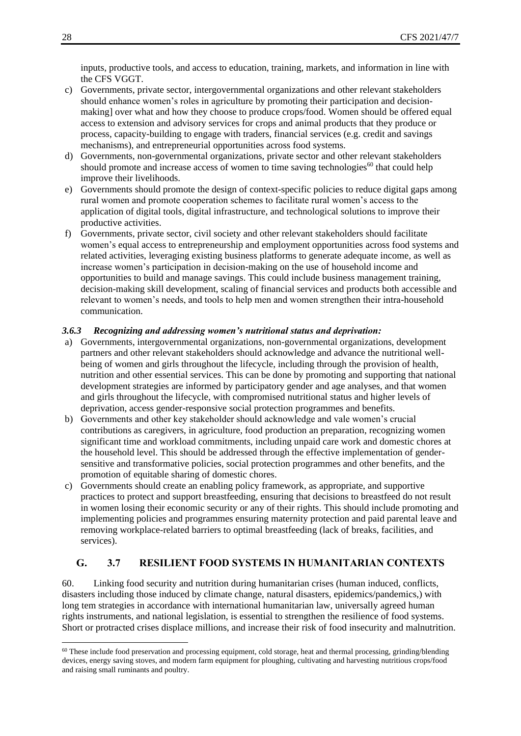inputs, productive tools, and access to education, training, markets, and information in line with the CFS VGGT.

c) Governments, private sector, intergovernmental organizations and other relevant stakeholders should enhance women's roles in agriculture by promoting their participation and decision-making] over what and how they choose to produce crops/food. Women should be offered equal access to extension and advisory services for crops and animal products that they produce or process, capacity-building to engage with traders, financial services (e.g. credit and savings mechanisms), and entrepreneurial opportunities across food systems.

d) Governments, non-governmental organizations, private sector and other relevant stakeholders should promote and increase access of women to time saving technologies[60] that could help improve their livelihoods.

e) Governments should promote the design of context-specific policies to reduce digital gaps among rural women and promote cooperation schemes to facilitate rural women's access to the application of digital tools, digital infrastructure, and technological solutions to improve their productive activities.

f) Governments, private sector, civil society and other relevant stakeholders should facilitate women's equal access to entrepreneurship and employment opportunities across food systems and related activities, leveraging existing business platforms to generate adequate income, as well as increase women's participation in decision-making on the use of household income and opportunities to build and manage savings. This could include business management training, decision-making skill development, scaling of financial services and products both accessible and relevant to women's needs, and tools to help men and women strengthen their intra-household communication.

#### *3.6.3 Recognizing and addressing women's nutritional status and deprivation:*

a) Governments, intergovernmental organizations, non-governmental organizations, development partners and other relevant stakeholders should acknowledge and advance the nutritional well-being of women and girls throughout the lifecycle, including through the provision of health, nutrition and other essential services. This can be done by promoting and supporting that national development strategies are informed by participatory gender and age analyses, and that women and girls throughout the lifecycle, with compromised nutritional status and higher levels of deprivation, access gender-responsive social protection programmes and benefits.

b) Governments and other key stakeholder should acknowledge and vale women's crucial contributions as caregivers, in agriculture, food production an preparation, recognizing women significant time and workload commitments, including unpaid care work and domestic chores at the household level. This should be addressed through the effective implementation of gender-sensitive and transformative policies, social protection programmes and other benefits, and the promotion of equitable sharing of domestic chores.

c) Governments should create an enabling policy framework, as appropriate, and supportive practices to protect and support breastfeeding, ensuring that decisions to breastfeed do not result in women losing their economic security or any of their rights. This should include promoting and implementing policies and programmes ensuring maternity protection and paid parental leave and removing workplace-related barriers to optimal breastfeeding (lack of breaks, facilities, and services).

## G. 3.7 RESILIENT FOOD SYSTEMS IN HUMANITARIAN CONTEXTS

60. Linking food security and nutrition during humanitarian crises (human induced, conflicts, disasters including those induced by climate change, natural disasters, epidemics/pandemics,) with long tem strategies in accordance with international humanitarian law, universally agreed human rights instruments, and national legislation, is essential to strengthen the resilience of food systems. Short or protracted crises displace millions, and increase their risk of food insecurity and malnutrition.

---

[60] These include food preservation and processing equipment, cold storage, heat and thermal processing, grinding/blending devices, energy saving stoves, and modern farm equipment for ploughing, cultivating and harvesting nutritious crops/food and raising small ruminants and poultry.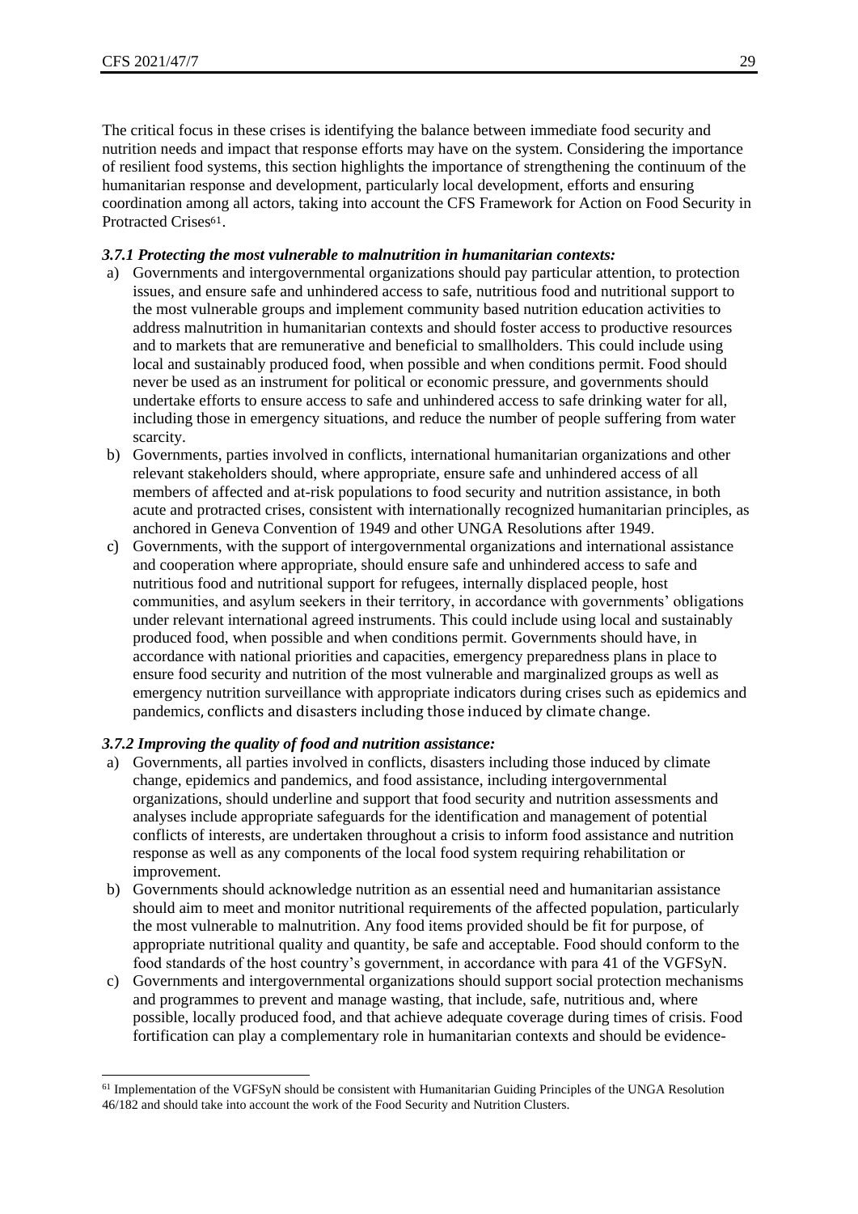The critical focus in these crises is identifying the balance between immediate food security and nutrition needs and impact that response efforts may have on the system. Considering the importance of resilient food systems, this section highlights the importance of strengthening the continuum of the humanitarian response and development, particularly local development, efforts and ensuring coordination among all actors, taking into account the CFS Framework for Action on Food Security in Protracted Crises[61].

***3.7.1 Protecting the most vulnerable to malnutrition in humanitarian contexts:***

a) Governments and intergovernmental organizations should pay particular attention, to protection issues, and ensure safe and unhindered access to safe, nutritious food and nutritional support to the most vulnerable groups and implement community based nutrition education activities to address malnutrition in humanitarian contexts and should foster access to productive resources and to markets that are remunerative and beneficial to smallholders. This could include using local and sustainably produced food, when possible and when conditions permit. Food should never be used as an instrument for political or economic pressure, and governments should undertake efforts to ensure access to safe and unhindered access to safe drinking water for all, including those in emergency situations, and reduce the number of people suffering from water scarcity.

b) Governments, parties involved in conflicts, international humanitarian organizations and other relevant stakeholders should, where appropriate, ensure safe and unhindered access of all members of affected and at-risk populations to food security and nutrition assistance, in both acute and protracted crises, consistent with internationally recognized humanitarian principles, as anchored in Geneva Convention of 1949 and other UNGA Resolutions after 1949.

c) Governments, with the support of intergovernmental organizations and international assistance and cooperation where appropriate, should ensure safe and unhindered access to safe and nutritious food and nutritional support for refugees, internally displaced people, host communities, and asylum seekers in their territory, in accordance with governments' obligations under relevant international agreed instruments. This could include using local and sustainably produced food, when possible and when conditions permit. Governments should have, in accordance with national priorities and capacities, emergency preparedness plans in place to ensure food security and nutrition of the most vulnerable and marginalized groups as well as emergency nutrition surveillance with appropriate indicators during crises such as epidemics and pandemics, conflicts and disasters including those induced by climate change.

***3.7.2 Improving the quality of food and nutrition assistance:***

a) Governments, all parties involved in conflicts, disasters including those induced by climate change, epidemics and pandemics, and food assistance, including intergovernmental organizations, should underline and support that food security and nutrition assessments and analyses include appropriate safeguards for the identification and management of potential conflicts of interests, are undertaken throughout a crisis to inform food assistance and nutrition response as well as any components of the local food system requiring rehabilitation or improvement.

b) Governments should acknowledge nutrition as an essential need and humanitarian assistance should aim to meet and monitor nutritional requirements of the affected population, particularly the most vulnerable to malnutrition. Any food items provided should be fit for purpose, of appropriate nutritional quality and quantity, be safe and acceptable. Food should conform to the food standards of the host country's government, in accordance with para 41 of the VGFSyN.

c) Governments and intergovernmental organizations should support social protection mechanisms and programmes to prevent and manage wasting, that include, safe, nutritious and, where possible, locally produced food, and that achieve adequate coverage during times of crisis. Food fortification can play a complementary role in humanitarian contexts and should be evidence-

[61] Implementation of the VGFSyN should be consistent with Humanitarian Guiding Principles of the UNGA Resolution 46/182 and should take into account the work of the Food Security and Nutrition Clusters.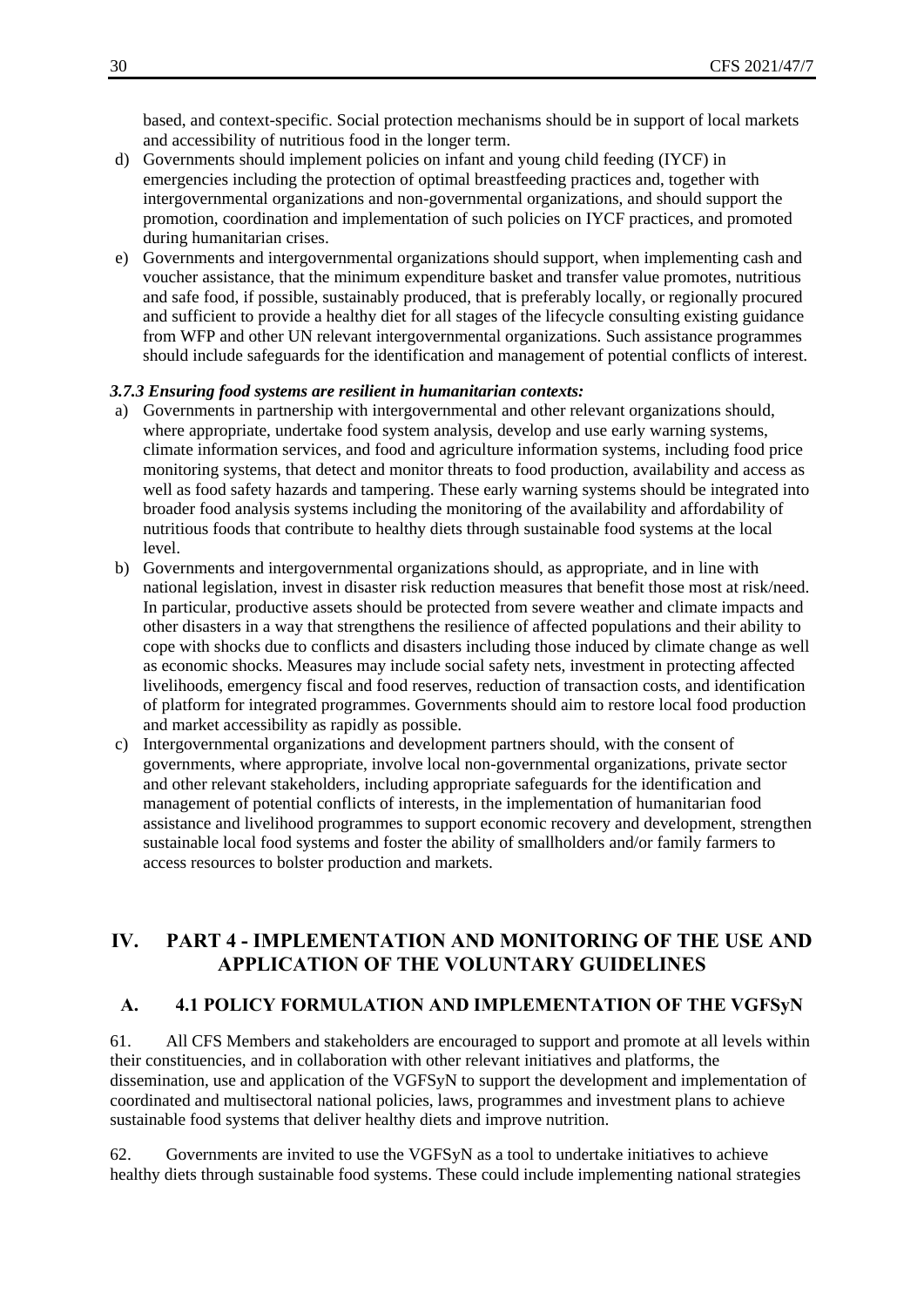based, and context-specific. Social protection mechanisms should be in support of local markets and accessibility of nutritious food in the longer term.

d) Governments should implement policies on infant and young child feeding (IYCF) in emergencies including the protection of optimal breastfeeding practices and, together with intergovernmental organizations and non-governmental organizations, and should support the promotion, coordination and implementation of such policies on IYCF practices, and promoted during humanitarian crises.

e) Governments and intergovernmental organizations should support, when implementing cash and voucher assistance, that the minimum expenditure basket and transfer value promotes, nutritious and safe food, if possible, sustainably produced, that is preferably locally, or regionally procured and sufficient to provide a healthy diet for all stages of the lifecycle consulting existing guidance from WFP and other UN relevant intergovernmental organizations. Such assistance programmes should include safeguards for the identification and management of potential conflicts of interest.

***3.7.3 Ensuring food systems are resilient in humanitarian contexts:***

a) Governments in partnership with intergovernmental and other relevant organizations should, where appropriate, undertake food system analysis, develop and use early warning systems, climate information services, and food and agriculture information systems, including food price monitoring systems, that detect and monitor threats to food production, availability and access as well as food safety hazards and tampering. These early warning systems should be integrated into broader food analysis systems including the monitoring of the availability and affordability of nutritious foods that contribute to healthy diets through sustainable food systems at the local level.

b) Governments and intergovernmental organizations should, as appropriate, and in line with national legislation, invest in disaster risk reduction measures that benefit those most at risk/need. In particular, productive assets should be protected from severe weather and climate impacts and other disasters in a way that strengthens the resilience of affected populations and their ability to cope with shocks due to conflicts and disasters including those induced by climate change as well as economic shocks. Measures may include social safety nets, investment in protecting affected livelihoods, emergency fiscal and food reserves, reduction of transaction costs, and identification of platform for integrated programmes. Governments should aim to restore local food production and market accessibility as rapidly as possible.

c) Intergovernmental organizations and development partners should, with the consent of governments, where appropriate, involve local non-governmental organizations, private sector and other relevant stakeholders, including appropriate safeguards for the identification and management of potential conflicts of interests, in the implementation of humanitarian food assistance and livelihood programmes to support economic recovery and development, strengthen sustainable local food systems and foster the ability of smallholders and/or family farmers to access resources to bolster production and markets.

# IV. PART 4 - IMPLEMENTATION AND MONITORING OF THE USE AND APPLICATION OF THE VOLUNTARY GUIDELINES

## A. 4.1 POLICY FORMULATION AND IMPLEMENTATION OF THE VGFSyN

61. All CFS Members and stakeholders are encouraged to support and promote at all levels within their constituencies, and in collaboration with other relevant initiatives and platforms, the dissemination, use and application of the VGFSyN to support the development and implementation of coordinated and multisectoral national policies, laws, programmes and investment plans to achieve sustainable food systems that deliver healthy diets and improve nutrition.

62. Governments are invited to use the VGFSyN as a tool to undertake initiatives to achieve healthy diets through sustainable food systems. These could include implementing national strategies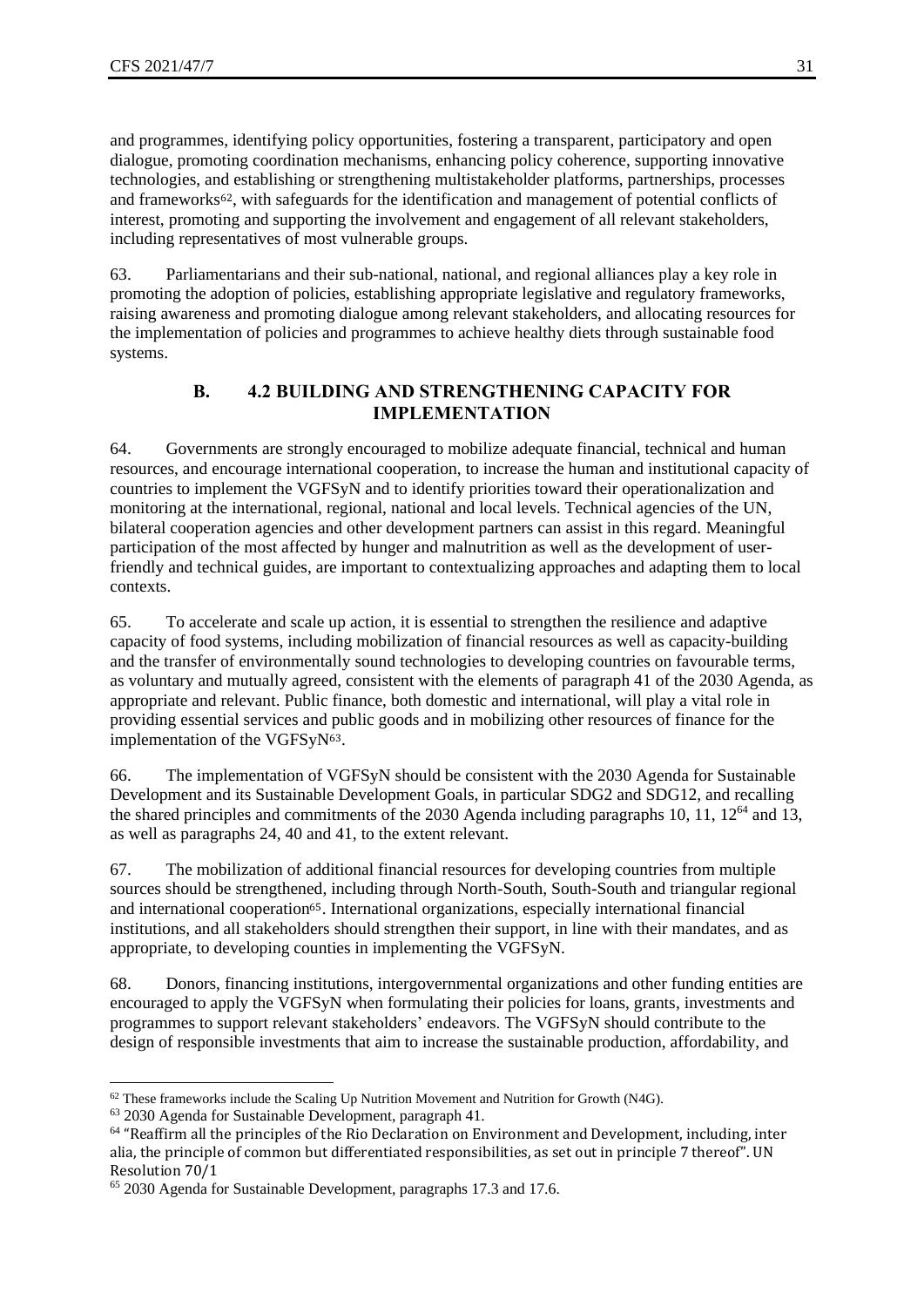and programmes, identifying policy opportunities, fostering a transparent, participatory and open dialogue, promoting coordination mechanisms, enhancing policy coherence, supporting innovative technologies, and establishing or strengthening multistakeholder platforms, partnerships, processes and frameworks[62], with safeguards for the identification and management of potential conflicts of interest, promoting and supporting the involvement and engagement of all relevant stakeholders, including representatives of most vulnerable groups.

63. Parliamentarians and their sub-national, national, and regional alliances play a key role in promoting the adoption of policies, establishing appropriate legislative and regulatory frameworks, raising awareness and promoting dialogue among relevant stakeholders, and allocating resources for the implementation of policies and programmes to achieve healthy diets through sustainable food systems.

## B. 4.2 BUILDING AND STRENGTHENING CAPACITY FOR IMPLEMENTATION

64. Governments are strongly encouraged to mobilize adequate financial, technical and human resources, and encourage international cooperation, to increase the human and institutional capacity of countries to implement the VGFSyN and to identify priorities toward their operationalization and monitoring at the international, regional, national and local levels. Technical agencies of the UN, bilateral cooperation agencies and other development partners can assist in this regard. Meaningful participation of the most affected by hunger and malnutrition as well as the development of user-friendly and technical guides, are important to contextualizing approaches and adapting them to local contexts.

65. To accelerate and scale up action, it is essential to strengthen the resilience and adaptive capacity of food systems, including mobilization of financial resources as well as capacity-building and the transfer of environmentally sound technologies to developing countries on favourable terms, as voluntary and mutually agreed, consistent with the elements of paragraph 41 of the 2030 Agenda, as appropriate and relevant. Public finance, both domestic and international, will play a vital role in providing essential services and public goods and in mobilizing other resources of finance for the implementation of the VGFSyN[63].

66. The implementation of VGFSyN should be consistent with the 2030 Agenda for Sustainable Development and its Sustainable Development Goals, in particular SDG2 and SDG12, and recalling the shared principles and commitments of the 2030 Agenda including paragraphs 10, 11, 12[64] and 13, as well as paragraphs 24, 40 and 41, to the extent relevant.

67. The mobilization of additional financial resources for developing countries from multiple sources should be strengthened, including through North-South, South-South and triangular regional and international cooperation[65]. International organizations, especially international financial institutions, and all stakeholders should strengthen their support, in line with their mandates, and as appropriate, to developing counties in implementing the VGFSyN.

68. Donors, financing institutions, intergovernmental organizations and other funding entities are encouraged to apply the VGFSyN when formulating their policies for loans, grants, investments and programmes to support relevant stakeholders' endeavors. The VGFSyN should contribute to the design of responsible investments that aim to increase the sustainable production, affordability, and

---

[62] These frameworks include the Scaling Up Nutrition Movement and Nutrition for Growth (N4G).

[63] 2030 Agenda for Sustainable Development, paragraph 41.

[64] "Reaffirm all the principles of the Rio Declaration on Environment and Development, including, inter alia, the principle of common but differentiated responsibilities, as set out in principle 7 thereof". UN Resolution 70/1

[65] 2030 Agenda for Sustainable Development, paragraphs 17.3 and 17.6.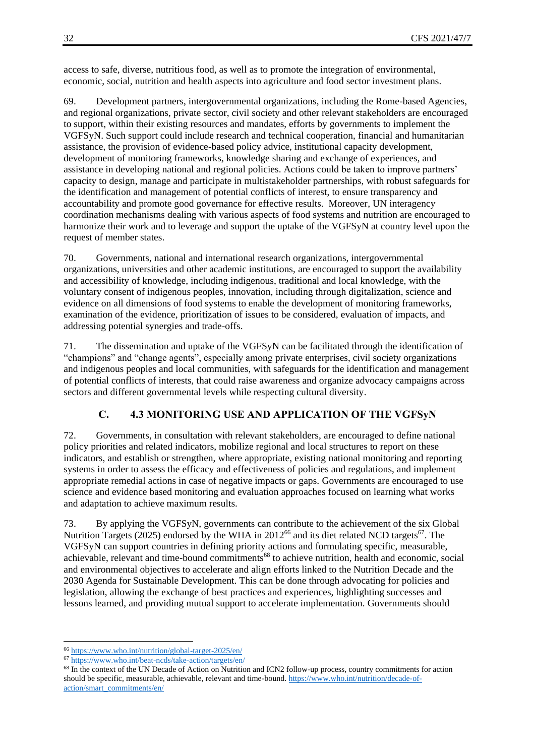access to safe, diverse, nutritious food, as well as to promote the integration of environmental, economic, social, nutrition and health aspects into agriculture and food sector investment plans.

69. Development partners, intergovernmental organizations, including the Rome-based Agencies, and regional organizations, private sector, civil society and other relevant stakeholders are encouraged to support, within their existing resources and mandates, efforts by governments to implement the VGFSyN. Such support could include research and technical cooperation, financial and humanitarian assistance, the provision of evidence-based policy advice, institutional capacity development, development of monitoring frameworks, knowledge sharing and exchange of experiences, and assistance in developing national and regional policies. Actions could be taken to improve partners' capacity to design, manage and participate in multistakeholder partnerships, with robust safeguards for the identification and management of potential conflicts of interest, to ensure transparency and accountability and promote good governance for effective results. Moreover, UN interagency coordination mechanisms dealing with various aspects of food systems and nutrition are encouraged to harmonize their work and to leverage and support the uptake of the VGFSyN at country level upon the request of member states.

70. Governments, national and international research organizations, intergovernmental organizations, universities and other academic institutions, are encouraged to support the availability and accessibility of knowledge, including indigenous, traditional and local knowledge, with the voluntary consent of indigenous peoples, innovation, including through digitalization, science and evidence on all dimensions of food systems to enable the development of monitoring frameworks, examination of the evidence, prioritization of issues to be considered, evaluation of impacts, and addressing potential synergies and trade-offs.

71. The dissemination and uptake of the VGFSyN can be facilitated through the identification of "champions" and "change agents", especially among private enterprises, civil society organizations and indigenous peoples and local communities, with safeguards for the identification and management of potential conflicts of interests, that could raise awareness and organize advocacy campaigns across sectors and different governmental levels while respecting cultural diversity.

## C. 4.3 MONITORING USE AND APPLICATION OF THE VGFSyN

72. Governments, in consultation with relevant stakeholders, are encouraged to define national policy priorities and related indicators, mobilize regional and local structures to report on these indicators, and establish or strengthen, where appropriate, existing national monitoring and reporting systems in order to assess the efficacy and effectiveness of policies and regulations, and implement appropriate remedial actions in case of negative impacts or gaps. Governments are encouraged to use science and evidence based monitoring and evaluation approaches focused on learning what works and adaptation to achieve maximum results.

73. By applying the VGFSyN, governments can contribute to the achievement of the six Global Nutrition Targets (2025) endorsed by the WHA in 2012[66] and its diet related NCD targets[67]. The VGFSyN can support countries in defining priority actions and formulating specific, measurable, achievable, relevant and time-bound commitments[68] to achieve nutrition, health and economic, social and environmental objectives to accelerate and align efforts linked to the Nutrition Decade and the 2030 Agenda for Sustainable Development. This can be done through advocating for policies and legislation, allowing the exchange of best practices and experiences, highlighting successes and lessons learned, and providing mutual support to accelerate implementation. Governments should

---

[66] https://www.who.int/nutrition/global-target-2025/en/

[67] https://www.who.int/beat-ncds/take-action/targets/en/

[68] In the context of the UN Decade of Action on Nutrition and ICN2 follow-up process, country commitments for action should be specific, measurable, achievable, relevant and time-bound. https://www.who.int/nutrition/decade-of-action/smart_commitments/en/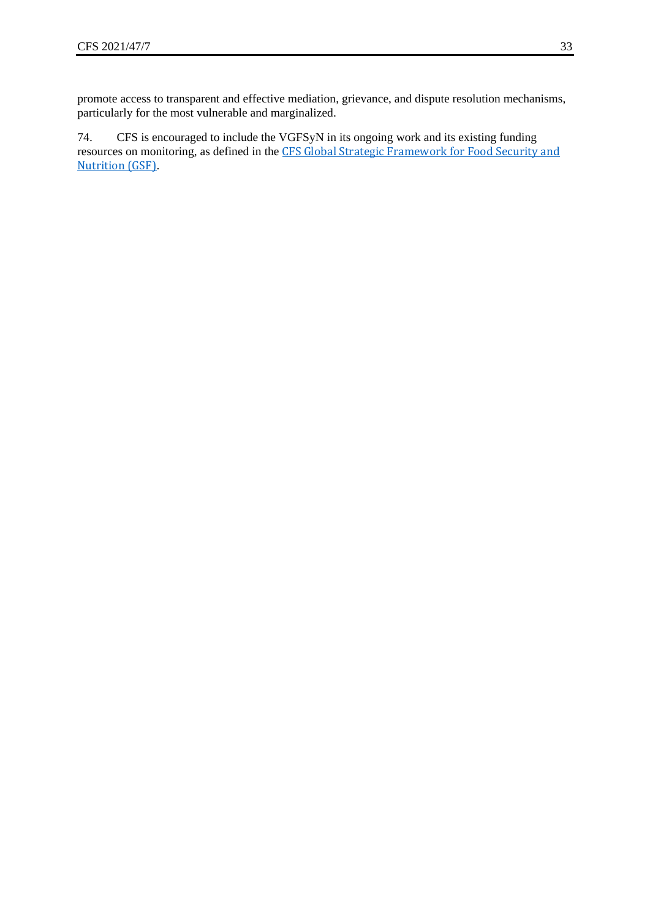promote access to transparent and effective mediation, grievance, and dispute resolution mechanisms, particularly for the most vulnerable and marginalized.

74. CFS is encouraged to include the VGFSyN in its ongoing work and its existing funding resources on monitoring, as defined in the CFS Global Strategic Framework for Food Security and Nutrition (GSF).